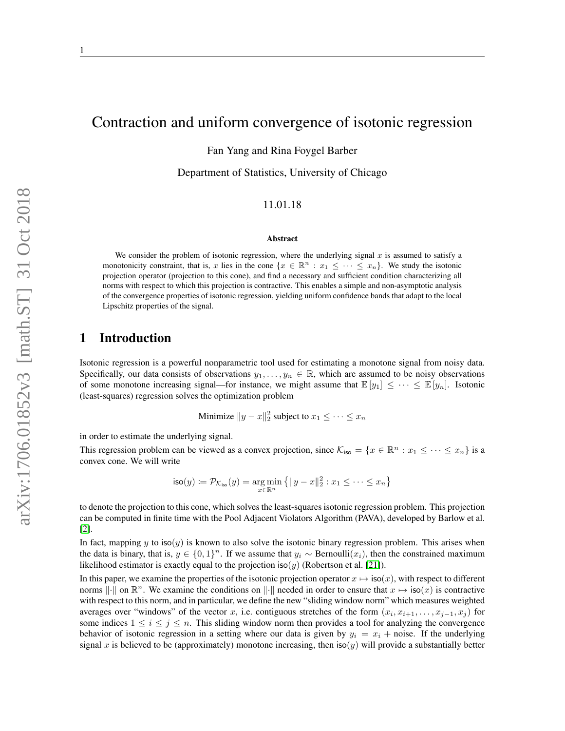# Contraction and uniform convergence of isotonic regression

Fan Yang and Rina Foygel Barber

Department of Statistics, University of Chicago

11.01.18

**Abstract**

We consider the problem of isotonic regression, where the underlying signal $x$ is assumed to satisfy a monotonicity constraint, that is, $x$ lies in the cone $\{x \in \mathbb{R}^n : x_1 \leq \cdots \leq x_n\}$. We study the isotonic projection operator (projection to this cone), and find a necessary and sufficient condition characterizing all norms with respect to which this projection is contractive. This enables a simple and non-asymptotic analysis of the convergence properties of isotonic regression, yielding uniform confidence bands that adapt to the local Lipschitz properties of the signal.

## 1 Introduction

Isotonic regression is a powerful nonparametric tool used for estimating a monotone signal from noisy data. Specifically, our data consists of observations $y_1, \ldots, y_n \in \mathbb{R}$, which are assumed to be noisy observations of some monotone increasing signal—for instance, we might assume that $\mathbb{E}[y_1] \leq \cdots \leq \mathbb{E}[y_n]$. Isotonic (least-squares) regression solves the optimization problem

$$\text{Minimize } \|y - x\|_2^2 \text{ subject to } x_1 \leq \cdots \leq x_n$$

in order to estimate the underlying signal.

This regression problem can be viewed as a convex projection, since $\mathcal{K}_{\mathsf{iso}} = \{x \in \mathbb{R}^n : x_1 \leq \cdots \leq x_n\}$ is a convex cone. We will write

$$\mathsf{iso}(y) := \mathcal{P}_{\mathcal{K}_{\mathsf{iso}}}(y) = \arg\min_{x \in \mathbb{R}^n} \left\{ \|y - x\|_2^2 : x_1 \leq \cdots \leq x_n \right\}$$

to denote the projection to this cone, which solves the least-squares isotonic regression problem. This projection can be computed in finite time with the Pool Adjacent Violators Algorithm (PAVA), developed by Barlow et al. [2].

In fact, mapping $y$ to $\mathsf{iso}(y)$ is known to also solve the isotonic binary regression problem. This arises when the data is binary, that is, $y \in \{0, 1\}^n$. If we assume that $y_i \sim \text{Bernoulli}(x_i)$, then the constrained maximum likelihood estimator is exactly equal to the projection $\mathsf{iso}(y)$ (Robertson et al. [21]).

In this paper, we examine the properties of the isotonic projection operator $x \mapsto \mathsf{iso}(x)$, with respect to different norms $\|\cdot\|$ on $\mathbb{R}^n$. We examine the conditions on $\|\cdot\|$ needed in order to ensure that $x \mapsto \mathsf{iso}(x)$ is contractive with respect to this norm, and in particular, we define the new "sliding window norm" which measures weighted averages over "windows" of the vector $x$, i.e. contiguous stretches of the form $(x_i, x_{i+1}, \ldots, x_{j-1}, x_j)$ for some indices $1 \leq i \leq j \leq n$. This sliding window norm then provides a tool for analyzing the convergence behavior of isotonic regression in a setting where our data is given by $y_i = x_i +$ noise. If the underlying signal $x$ is believed to be (approximately) monotone increasing, then $\mathsf{iso}(y)$ will provide a substantially better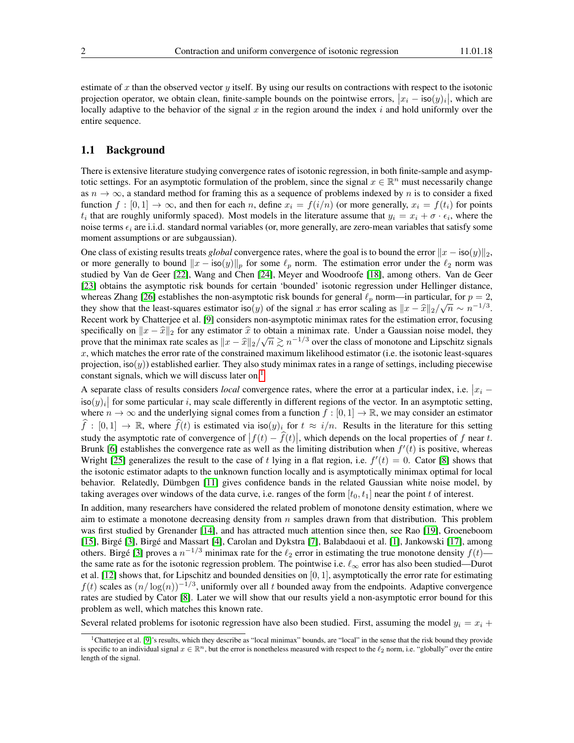estimate of $x$ than the observed vector $y$ itself. By using our results on contractions with respect to the isotonic projection operator, we obtain clean, finite-sample bounds on the pointwise errors, $|x_i - \mathsf{iso}(y)_i|$, which are locally adaptive to the behavior of the signal $x$ in the region around the index $i$ and hold uniformly over the entire sequence.

## 1.1 Background

There is extensive literature studying convergence rates of isotonic regression, in both finite-sample and asymptotic settings. For an asymptotic formulation of the problem, since the signal $x \in \mathbb{R}^n$ must necessarily change as $n \to \infty$, a standard method for framing this as a sequence of problems indexed by $n$ is to consider a fixed function $f : [0,1] \to \infty$, and then for each $n$, define $x_i = f(i/n)$ (or more generally, $x_i = f(t_i)$ for points $t_i$ that are roughly uniformly spaced). Most models in the literature assume that $y_i = x_i + \sigma \cdot \epsilon_i$, where the noise terms $\epsilon_i$ are i.i.d. standard normal variables (or, more generally, are zero-mean variables that satisfy some moment assumptions or are subgaussian).

One class of existing results treats *global* convergence rates, where the goal is to bound the error $\|x - \mathsf{iso}(y)\|_2$, or more generally to bound $\|x - \mathsf{iso}(y)\|_p$ for some $\ell_p$ norm. The estimation error under the $\ell_2$ norm was studied by Van de Geer [22], Wang and Chen [24], Meyer and Woodroofe [18], among others. Van de Geer [23] obtains the asymptotic risk bounds for certain 'bounded' isotonic regression under Hellinger distance, whereas Zhang [26] establishes the non-asymptotic risk bounds for general $\ell_p$ norm—in particular, for $p = 2$, they show that the least-squares estimator $\mathsf{iso}(y)$ of the signal $x$ has error scaling as $\|x - \widehat{x}\|_2/\sqrt{n} \sim n^{-1/3}$. Recent work by Chatterjee et al. [9] considers non-asymptotic minimax rates for the estimation error, focusing specifically on $\|x - \widehat{x}\|_2$ for any estimator $\widehat{x}$ to obtain a minimax rate. Under a Gaussian noise model, they prove that the minimax rate scales as $\|x - \widehat{x}\|_2/\sqrt{n} \gtrsim n^{-1/3}$ over the class of monotone and Lipschitz signals $x$, which matches the error rate of the constrained maximum likelihood estimator (i.e. the isotonic least-squares projection, $\mathsf{iso}(y)$) established earlier. They also study minimax rates in a range of settings, including piecewise constant signals, which we will discuss later on.[1]

A separate class of results considers *local* convergence rates, where the error at a particular index, i.e. $|x_i - \mathsf{iso}(y)_i|$ for some particular $i$, may scale differently in different regions of the vector. In an asymptotic setting, where $n \to \infty$ and the underlying signal comes from a function $f : [0,1] \to \mathbb{R}$, we may consider an estimator $\widehat{f} : [0,1] \to \mathbb{R}$, where $\widehat{f}(t)$ is estimated via $\mathsf{iso}(y)_i$ for $t \approx i/n$. Results in the literature for this setting study the asymptotic rate of convergence of $|f(t) - \widehat{f}(t)|$, which depends on the local properties of $f$ near $t$. Brunk [6] establishes the convergence rate as well as the limiting distribution when $f'(t)$ is positive, whereas Wright [25] generalizes the result to the case of $t$ lying in a flat region, i.e. $f'(t) = 0$. Cator [8] shows that the isotonic estimator adapts to the unknown function locally and is asymptotically minimax optimal for local behavior. Relatedly, Dümbgen [11] gives confidence bands in the related Gaussian white noise model, by taking averages over windows of the data curve, i.e. ranges of the form $[t_0, t_1]$ near the point $t$ of interest.

In addition, many researchers have considered the related problem of monotone density estimation, where we aim to estimate a monotone decreasing density from $n$ samples drawn from that distribution. This problem was first studied by Grenander [14], and has attracted much attention since then, see Rao [19], Groeneboom [15], Birgé [3], Birgé and Massart [4], Carolan and Dykstra [7], Balabdaoui et al. [1], Jankowski [17], among others. Birgé [3] proves a $n^{-1/3}$ minimax rate for the $\ell_2$ error in estimating the true monotone density $f(t)$—the same rate as for the isotonic regression problem. The pointwise i.e. $\ell_\infty$ error has also been studied—Durot et al. [12] shows that, for Lipschitz and bounded densities on $[0,1]$, asymptotically the error rate for estimating $f(t)$ scales as $(n/\log(n))^{-1/3}$, uniformly over all $t$ bounded away from the endpoints. Adaptive convergence rates are studied by Cator [8]. Later we will show that our results yield a non-asymptotic error bound for this problem as well, which matches this known rate.

Several related problems for isotonic regression have also been studied. First, assuming the model $y_i = x_i +$

[1] Chatterjee et al. [9]'s results, which they describe as "local minimax" bounds, are "local" in the sense that the risk bound they provide is specific to an individual signal $x \in \mathbb{R}^n$, but the error is nonetheless measured with respect to the $\ell_2$ norm, i.e. "globally" over the entire length of the signal.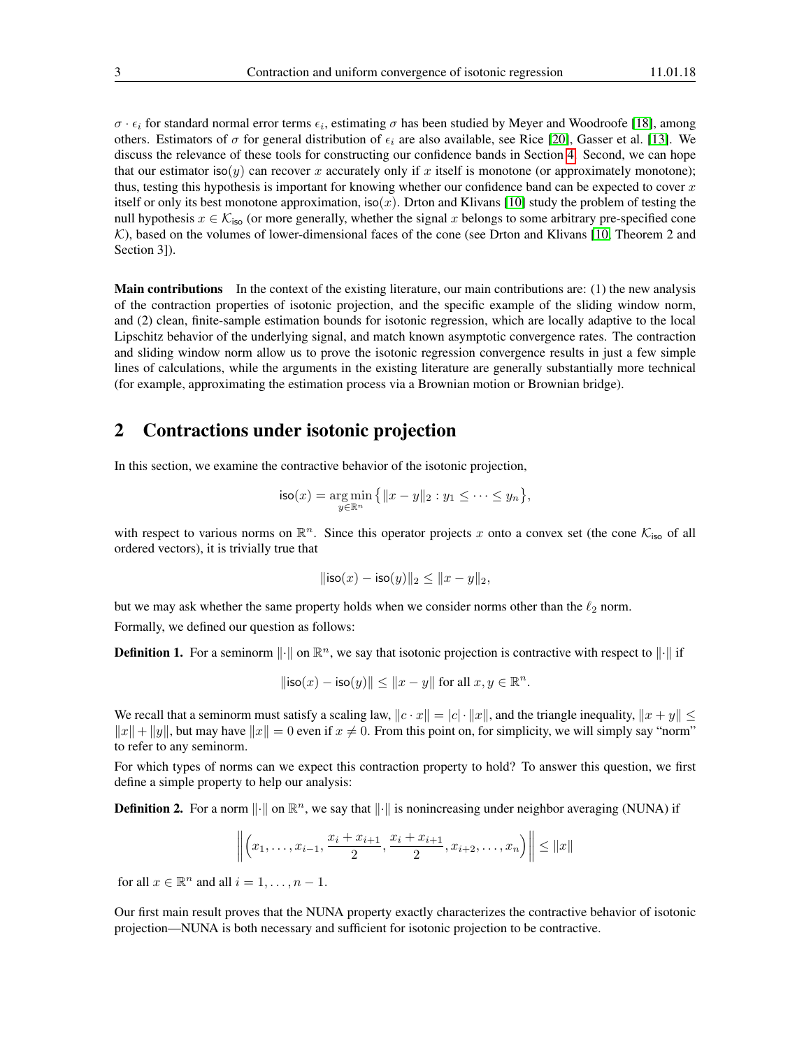$\sigma \cdot \epsilon_i$ for standard normal error terms $\epsilon_i$, estimating $\sigma$ has been studied by Meyer and Woodroofe [18], among others. Estimators of $\sigma$ for general distribution of $\epsilon_i$ are also available, see Rice [20], Gasser et al. [13]. We discuss the relevance of these tools for constructing our confidence bands in Section 4. Second, we can hope that our estimator $\mathsf{iso}(y)$ can recover $x$ accurately only if $x$ itself is monotone (or approximately monotone); thus, testing this hypothesis is important for knowing whether our confidence band can be expected to cover $x$ itself or only its best monotone approximation, $\mathsf{iso}(x)$. Drton and Klivans [10] study the problem of testing the null hypothesis $x \in \mathcal{K}_{\mathsf{iso}}$ (or more generally, whether the signal $x$ belongs to some arbitrary pre-specified cone $\mathcal{K}$), based on the volumes of lower-dimensional faces of the cone (see Drton and Klivans [10, Theorem 2 and Section 3]).

**Main contributions** In the context of the existing literature, our main contributions are: (1) the new analysis of the contraction properties of isotonic projection, and the specific example of the sliding window norm, and (2) clean, finite-sample estimation bounds for isotonic regression, which are locally adaptive to the local Lipschitz behavior of the underlying signal, and match known asymptotic convergence rates. The contraction and sliding window norm allow us to prove the isotonic regression convergence results in just a few simple lines of calculations, while the arguments in the existing literature are generally substantially more technical (for example, approximating the estimation process via a Brownian motion or Brownian bridge).

## 2 Contractions under isotonic projection

In this section, we examine the contractive behavior of the isotonic projection,

$$\mathsf{iso}(x) = \underset{y \in \mathbb{R}^n}{\arg\min} \left\{ \|x - y\|_2 : y_1 \leq \cdots \leq y_n \right\},$$

with respect to various norms on $\mathbb{R}^n$. Since this operator projects $x$ onto a convex set (the cone $\mathcal{K}_{\mathsf{iso}}$ of all ordered vectors), it is trivially true that

$$\|\mathsf{iso}(x) - \mathsf{iso}(y)\|_2 \leq \|x - y\|_2,$$

but we may ask whether the same property holds when we consider norms other than the $\ell_2$ norm.

Formally, we defined our question as follows:

**Definition 1.** For a seminorm $\|\cdot\|$ on $\mathbb{R}^n$, we say that isotonic projection is contractive with respect to $\|\cdot\|$ if

$$\|\mathsf{iso}(x) - \mathsf{iso}(y)\| \leq \|x - y\| \text{ for all } x, y \in \mathbb{R}^n.$$

We recall that a seminorm must satisfy a scaling law, $\|c \cdot x\| = |c| \cdot \|x\|$, and the triangle inequality, $\|x + y\| \leq \|x\| + \|y\|$, but may have $\|x\| = 0$ even if $x \neq 0$. From this point on, for simplicity, we will simply say "norm" to refer to any seminorm.

For which types of norms can we expect this contraction property to hold? To answer this question, we first define a simple property to help our analysis:

**Definition 2.** For a norm $\|\cdot\|$ on $\mathbb{R}^n$, we say that $\|\cdot\|$ is nonincreasing under neighbor averaging (NUNA) if

$$\left\| \left( x_1, \ldots, x_{i-1}, \frac{x_i + x_{i+1}}{2}, \frac{x_i + x_{i+1}}{2}, x_{i+2}, \ldots, x_n \right) \right\| \leq \|x\|$$

for all $x \in \mathbb{R}^n$ and all $i = 1, \ldots, n-1$.

Our first main result proves that the NUNA property exactly characterizes the contractive behavior of isotonic projection—NUNA is both necessary and sufficient for isotonic projection to be contractive.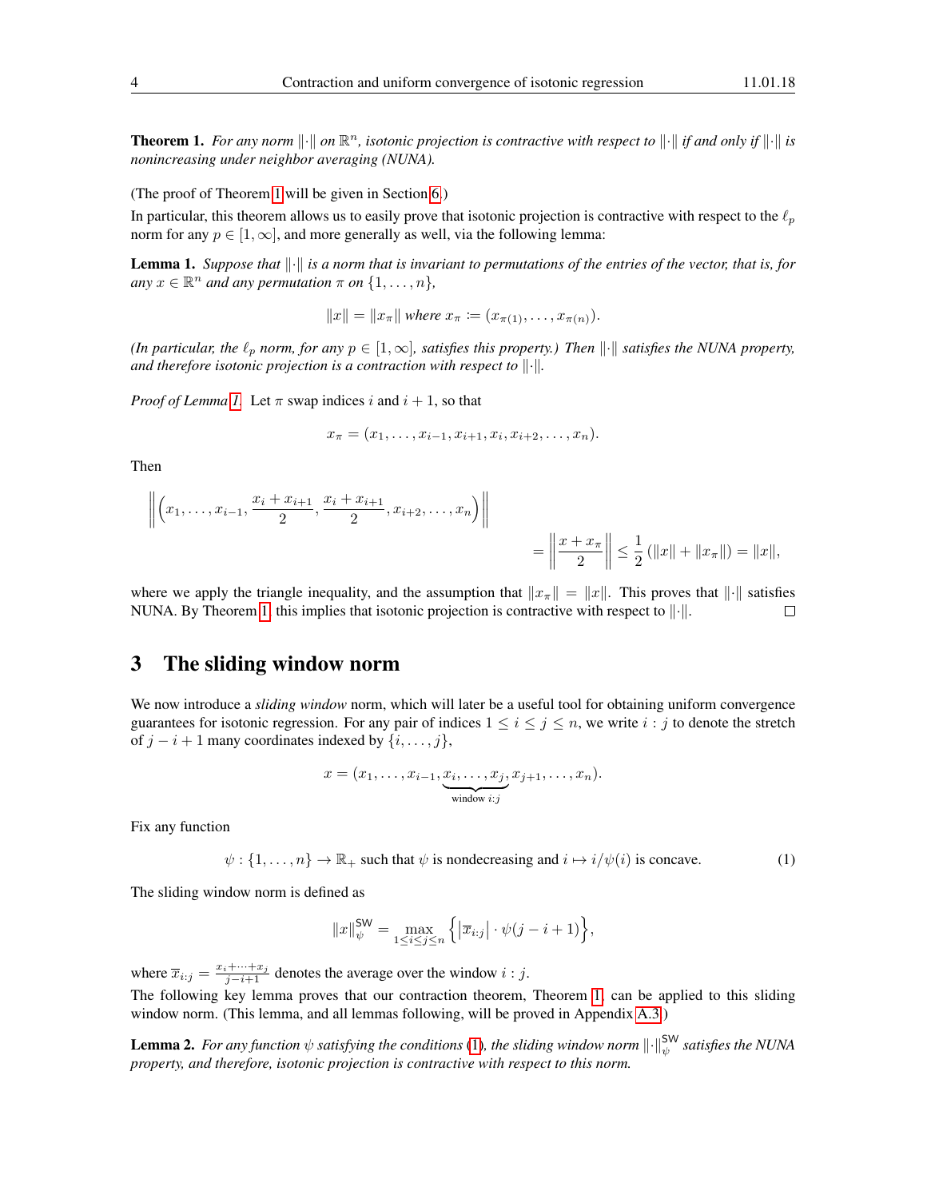**Theorem 1.** *For any norm $\|\cdot\|$ on $\mathbb{R}^n$, isotonic projection is contractive with respect to $\|\cdot\|$ if and only if $\|\cdot\|$ is nonincreasing under neighbor averaging (NUNA).*

(The proof of Theorem 1 will be given in Section 6.)

In particular, this theorem allows us to easily prove that isotonic projection is contractive with respect to the $\ell_p$ norm for any $p \in [1, \infty]$, and more generally as well, via the following lemma:

**Lemma 1.** *Suppose that $\|\cdot\|$ is a norm that is invariant to permutations of the entries of the vector, that is, for any $x \in \mathbb{R}^n$ and any permutation $\pi$ on $\{1, \ldots, n\}$,*

$$\|x\| = \|x_\pi\| \text{ where } x_\pi := (x_{\pi(1)}, \ldots, x_{\pi(n)}).$$

*(In particular, the $\ell_p$ norm, for any $p \in [1, \infty]$, satisfies this property.) Then $\|\cdot\|$ satisfies the NUNA property, and therefore isotonic projection is a contraction with respect to $\|\cdot\|$.*

*Proof of Lemma 1.* Let $\pi$ swap indices $i$ and $i+1$, so that

$$x_\pi = (x_1, \ldots, x_{i-1}, x_{i+1}, x_i, x_{i+2}, \ldots, x_n).$$

Then

$$\left\| \left( x_1, \ldots, x_{i-1}, \frac{x_i + x_{i+1}}{2}, \frac{x_i + x_{i+1}}{2}, x_{i+2}, \ldots, x_n \right) \right\| = \left\| \frac{x + x_\pi}{2} \right\| \leq \frac{1}{2} \left( \|x\| + \|x_\pi\| \right) = \|x\|,$$

where we apply the triangle inequality, and the assumption that $\|x_\pi\| = \|x\|$. This proves that $\|\cdot\|$ satisfies NUNA. By Theorem 1, this implies that isotonic projection is contractive with respect to $\|\cdot\|$. $\square$

## 3 The sliding window norm

We now introduce a *sliding window* norm, which will later be a useful tool for obtaining uniform convergence guarantees for isotonic regression. For any pair of indices $1 \leq i \leq j \leq n$, we write $i:j$ to denote the stretch of $j - i + 1$ many coordinates indexed by $\{i, \ldots, j\}$,

$$x = (x_1, \ldots, x_{i-1}, \underbrace{x_i, \ldots, x_j}_{\text{window } i:j}, x_{j+1}, \ldots, x_n).$$

Fix any function

$$\psi : \{1, \ldots, n\} \to \mathbb{R}_+ \text{ such that } \psi \text{ is nondecreasing and } i \mapsto i/\psi(i) \text{ is concave.} \tag{1}$$

The sliding window norm is defined as

$$\|x\|_\psi^{\mathsf{SW}} = \max_{1 \leq i \leq j \leq n} \left\{ \left| \overline{x}_{i:j} \right| \cdot \psi(j - i + 1) \right\},$$

where $\overline{x}_{i:j} = \frac{x_i + \cdots + x_j}{j - i + 1}$ denotes the average over the window $i:j$.

The following key lemma proves that our contraction theorem, Theorem 1, can be applied to this sliding window norm. (This lemma, and all lemmas following, will be proved in Appendix A.3.)

**Lemma 2.** *For any function $\psi$ satisfying the conditions (1), the sliding window norm $\|\cdot\|_\psi^{\mathsf{SW}}$ satisfies the NUNA property, and therefore, isotonic projection is contractive with respect to this norm.*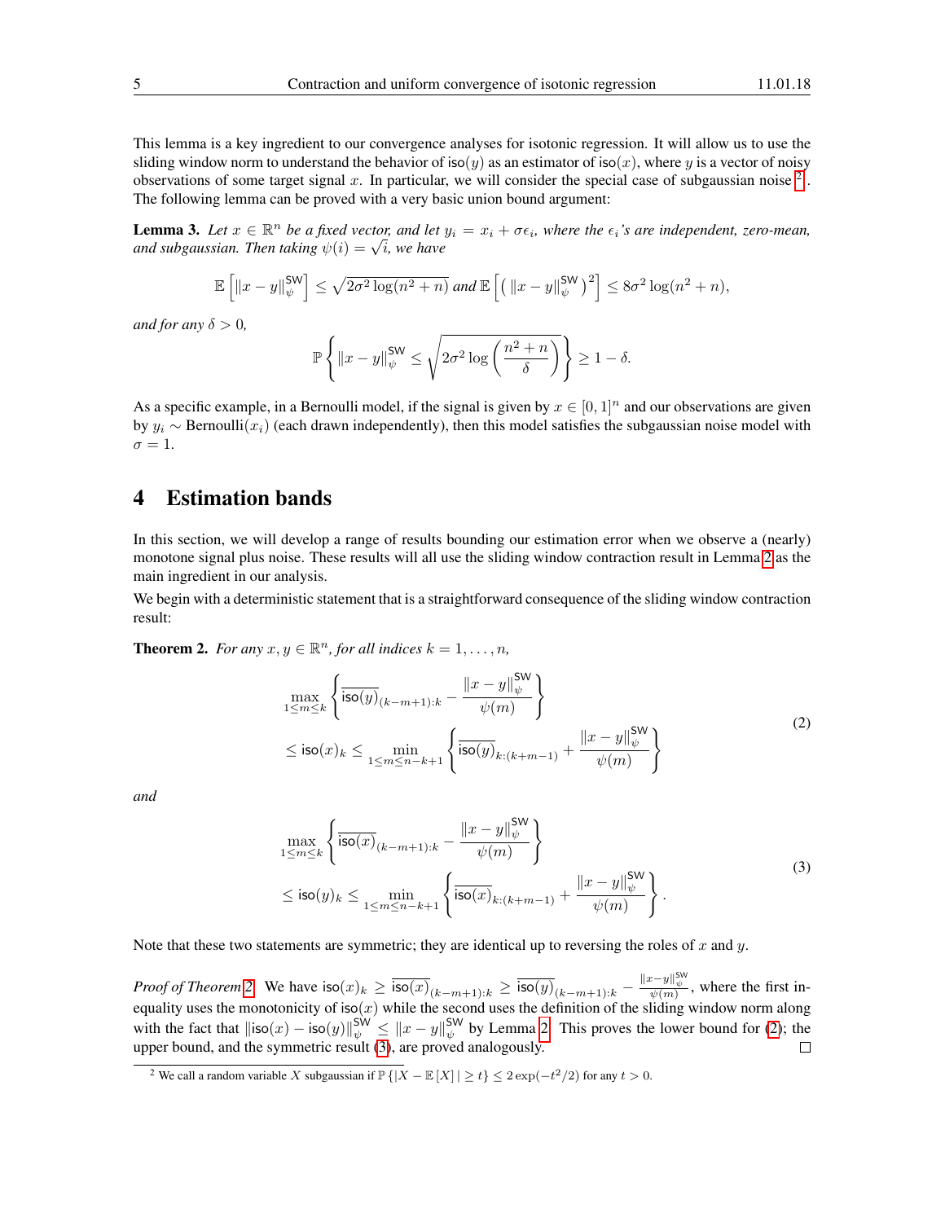This lemma is a key ingredient to our convergence analyses for isotonic regression. It will allow us to use the sliding window norm to understand the behavior of $\mathsf{iso}(y)$ as an estimator of $\mathsf{iso}(x)$, where $y$ is a vector of noisy observations of some target signal $x$. In particular, we will consider the special case of subgaussian noise [2]. The following lemma can be proved with a very basic union bound argument:

**Lemma 3.** *Let $x \in \mathbb{R}^n$ be a fixed vector, and let $y_i = x_i + \sigma\epsilon_i$, where the $\epsilon_i$'s are independent, zero-mean, and subgaussian. Then taking $\psi(i) = \sqrt{i}$, we have*

$$\mathbb{E}\left[\|x-y\|_\psi^{\mathsf{SW}}\right] \le \sqrt{2\sigma^2 \log(n^2+n)} \text{ and } \mathbb{E}\left[\left(\|x-y\|_\psi^{\mathsf{SW}}\right)^2\right] \le 8\sigma^2\log(n^2+n),$$

*and for any $\delta > 0$,*

$$\mathbb{P}\left\{\|x-y\|_\psi^{\mathsf{SW}} \le \sqrt{2\sigma^2\log\left(\frac{n^2+n}{\delta}\right)}\right\} \ge 1-\delta.$$

As a specific example, in a Bernoulli model, if the signal is given by $x \in [0,1]^n$ and our observations are given by $y_i \sim \text{Bernoulli}(x_i)$ (each drawn independently), then this model satisfies the subgaussian noise model with $\sigma = 1$.

# 4 Estimation bands

In this section, we will develop a range of results bounding our estimation error when we observe a (nearly) monotone signal plus noise. These results will all use the sliding window contraction result in Lemma 2 as the main ingredient in our analysis.

We begin with a deterministic statement that is a straightforward consequence of the sliding window contraction result:

**Theorem 2.** *For any $x, y \in \mathbb{R}^n$, for all indices $k = 1, \dots, n$,*

$$\begin{aligned}
&\max_{1\le m\le k}\left\{\overline{\mathsf{iso}(y)}_{(k-m+1):k} - \frac{\|x-y\|_\psi^{\mathsf{SW}}}{\psi(m)}\right\} \\
&\le \mathsf{iso}(x)_k \le \min_{1\le m\le n-k+1}\left\{\overline{\mathsf{iso}(y)}_{k:(k+m-1)} + \frac{\|x-y\|_\psi^{\mathsf{SW}}}{\psi(m)}\right\}
\end{aligned} \tag{2}$$

*and*

$$\begin{aligned}
&\max_{1\le m\le k}\left\{\overline{\mathsf{iso}(x)}_{(k-m+1):k} - \frac{\|x-y\|_\psi^{\mathsf{SW}}}{\psi(m)}\right\} \\
&\le \mathsf{iso}(y)_k \le \min_{1\le m\le n-k+1}\left\{\overline{\mathsf{iso}(x)}_{k:(k+m-1)} + \frac{\|x-y\|_\psi^{\mathsf{SW}}}{\psi(m)}\right\}.
\end{aligned} \tag{3}$$

Note that these two statements are symmetric; they are identical up to reversing the roles of $x$ and $y$.

*Proof of Theorem 2.* We have $\mathsf{iso}(x)_k \ge \overline{\mathsf{iso}(x)}_{(k-m+1):k} \ge \overline{\mathsf{iso}(y)}_{(k-m+1):k} - \frac{\|x-y\|_\psi^{\mathsf{SW}}}{\psi(m)}$, where the first inequality uses the monotonicity of $\mathsf{iso}(x)$ while the second uses the definition of the sliding window norm along with the fact that $\|\mathsf{iso}(x) - \mathsf{iso}(y)\|_\psi^{\mathsf{SW}} \le \|x-y\|_\psi^{\mathsf{SW}}$ by Lemma 2. This proves the lower bound for (2); the upper bound, and the symmetric result (3), are proved analogously. $\square$

[2] We call a random variable $X$ subgaussian if $\mathbb{P}\{|X - \mathbb{E}[X]| \ge t\} \le 2\exp(-t^2/2)$ for any $t > 0$.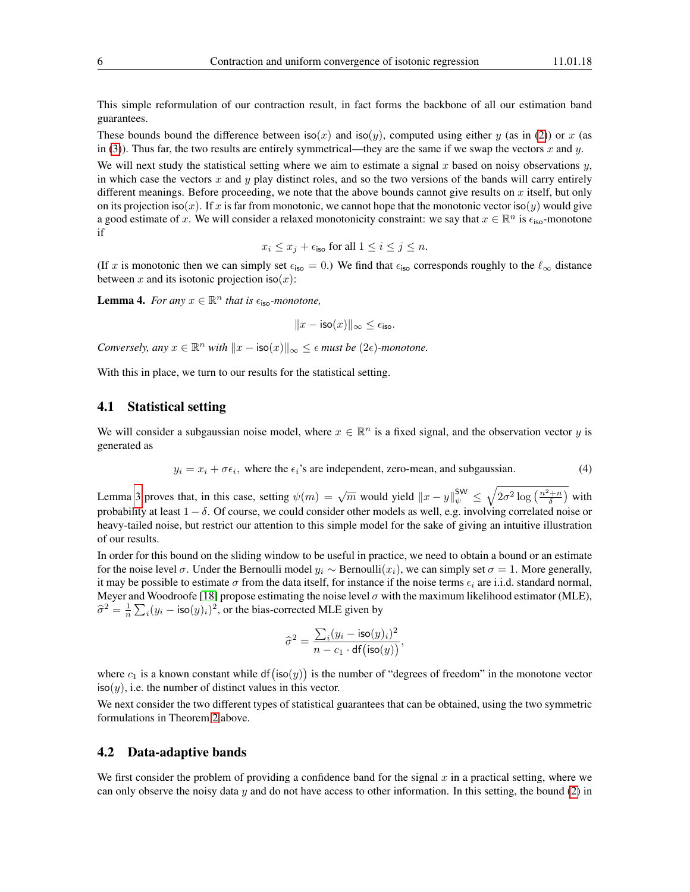This simple reformulation of our contraction result, in fact forms the backbone of all our estimation band guarantees.

These bounds bound the difference between $\mathsf{iso}(x)$ and $\mathsf{iso}(y)$, computed using either $y$ (as in (2)) or $x$ (as in (3)). Thus far, the two results are entirely symmetrical—they are the same if we swap the vectors $x$ and $y$.

We will next study the statistical setting where we aim to estimate a signal $x$ based on noisy observations $y$, in which case the vectors $x$ and $y$ play distinct roles, and so the two versions of the bands will carry entirely different meanings. Before proceeding, we note that the above bounds cannot give results on $x$ itself, but only on its projection $\mathsf{iso}(x)$. If $x$ is far from monotonic, we cannot hope that the monotonic vector $\mathsf{iso}(y)$ would give a good estimate of $x$. We will consider a relaxed monotonicity constraint: we say that $x \in \mathbb{R}^n$ is $\epsilon_{\mathsf{iso}}$-monotone if

$$x_i \leq x_j + \epsilon_{\mathsf{iso}} \text{ for all } 1 \leq i \leq j \leq n.$$

(If $x$ is monotonic then we can simply set $\epsilon_{\mathsf{iso}} = 0$.) We find that $\epsilon_{\mathsf{iso}}$ corresponds roughly to the $\ell_\infty$ distance between $x$ and its isotonic projection $\mathsf{iso}(x)$:

**Lemma 4.** *For any $x \in \mathbb{R}^n$ that is $\epsilon_{\mathsf{iso}}$-monotone,*

$$\|x - \mathsf{iso}(x)\|_\infty \leq \epsilon_{\mathsf{iso}}.$$

*Conversely, any $x \in \mathbb{R}^n$ with $\|x - \mathsf{iso}(x)\|_\infty \leq \epsilon$ must be $(2\epsilon)$-monotone.*

With this in place, we turn to our results for the statistical setting.

## 4.1 Statistical setting

We will consider a subgaussian noise model, where $x \in \mathbb{R}^n$ is a fixed signal, and the observation vector $y$ is generated as

$$y_i = x_i + \sigma\epsilon_i, \text{ where the } \epsilon_i\text{'s are independent, zero-mean, and subgaussian.} \tag{4}$$

Lemma 3 proves that, in this case, setting $\psi(m) = \sqrt{m}$ would yield $\|x - y\|_\psi^{\mathsf{SW}} \leq \sqrt{2\sigma^2 \log\left(\frac{n^2+n}{\delta}\right)}$ with probability at least $1 - \delta$. Of course, we could consider other models as well, e.g. involving correlated noise or heavy-tailed noise, but restrict our attention to this simple model for the sake of giving an intuitive illustration of our results.

In order for this bound on the sliding window to be useful in practice, we need to obtain a bound or an estimate for the noise level $\sigma$. Under the Bernoulli model $y_i \sim \text{Bernoulli}(x_i)$, we can simply set $\sigma = 1$. More generally, it may be possible to estimate $\sigma$ from the data itself, for instance if the noise terms $\epsilon_i$ are i.i.d. standard normal, Meyer and Woodroofe [18] propose estimating the noise level $\sigma$ with the maximum likelihood estimator (MLE), $\widehat{\sigma}^2 = \frac{1}{n}\sum_i (y_i - \mathsf{iso}(y)_i)^2$, or the bias-corrected MLE given by

$$\widehat{\sigma}^2 = \frac{\sum_i (y_i - \mathsf{iso}(y)_i)^2}{n - c_1 \cdot \mathsf{df}\big(\mathsf{iso}(y)\big)},$$

where $c_1$ is a known constant while $\mathsf{df}\big(\mathsf{iso}(y)\big)$ is the number of "degrees of freedom" in the monotone vector $\mathsf{iso}(y)$, i.e. the number of distinct values in this vector.

We next consider the two different types of statistical guarantees that can be obtained, using the two symmetric formulations in Theorem 2 above.

## 4.2 Data-adaptive bands

We first consider the problem of providing a confidence band for the signal $x$ in a practical setting, where we can only observe the noisy data $y$ and do not have access to other information. In this setting, the bound (2) in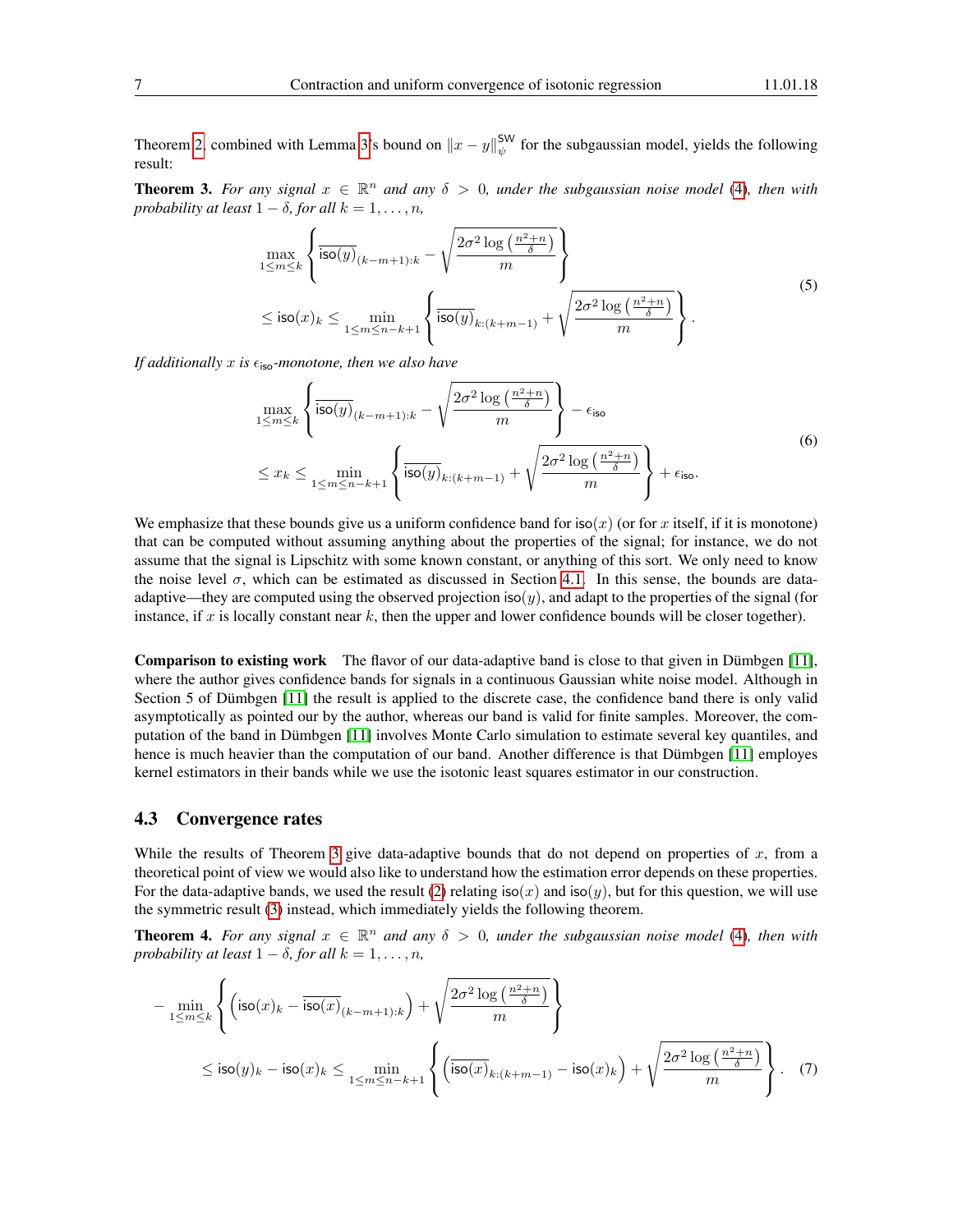Theorem 2, combined with Lemma 3's bound on $\|x-y\|_{\psi}^{\mathsf{SW}}$ for the subgaussian model, yields the following result:

**Theorem 3.** *For any signal $x \in \mathbb{R}^n$ and any $\delta > 0$, under the subgaussian noise model (4), then with probability at least $1-\delta$, for all $k = 1, \dots, n$,*

$$
\begin{aligned}
&\max_{1\leq m\leq k}\left\{\overline{\mathsf{iso}(y)}_{(k-m+1):k} - \sqrt{\frac{2\sigma^2\log\left(\frac{n^2+n}{\delta}\right)}{m}}\right\} \\
&\leq \mathsf{iso}(x)_k \leq \min_{1\leq m\leq n-k+1}\left\{\overline{\mathsf{iso}(y)}_{k:(k+m-1)} + \sqrt{\frac{2\sigma^2\log\left(\frac{n^2+n}{\delta}\right)}{m}}\right\}.
\end{aligned}
\tag{5}
$$

*If additionally $x$ is $\epsilon_{\mathsf{iso}}$-monotone, then we also have*

$$
\begin{aligned}
&\max_{1\leq m\leq k}\left\{\overline{\mathsf{iso}(y)}_{(k-m+1):k} - \sqrt{\frac{2\sigma^2\log\left(\frac{n^2+n}{\delta}\right)}{m}}\right\} - \epsilon_{\mathsf{iso}} \\
&\leq x_k \leq \min_{1\leq m\leq n-k+1}\left\{\overline{\mathsf{iso}(y)}_{k:(k+m-1)} + \sqrt{\frac{2\sigma^2\log\left(\frac{n^2+n}{\delta}\right)}{m}}\right\} + \epsilon_{\mathsf{iso}}.
\end{aligned}
\tag{6}
$$

We emphasize that these bounds give us a uniform confidence band for $\mathsf{iso}(x)$ (or for $x$ itself, if it is monotone) that can be computed without assuming anything about the properties of the signal; for instance, we do not assume that the signal is Lipschitz with some known constant, or anything of this sort. We only need to know the noise level $\sigma$, which can be estimated as discussed in Section 4.1. In this sense, the bounds are data-adaptive—they are computed using the observed projection $\mathsf{iso}(y)$, and adapt to the properties of the signal (for instance, if $x$ is locally constant near $k$, then the upper and lower confidence bounds will be closer together).

**Comparison to existing work** The flavor of our data-adaptive band is close to that given in Dümbgen [11], where the author gives confidence bands for signals in a continuous Gaussian white noise model. Although in Section 5 of Dümbgen [11] the result is applied to the discrete case, the confidence band there is only valid asymptotically as pointed our by the author, whereas our band is valid for finite samples. Moreover, the computation of the band in Dümbgen [11] involves Monte Carlo simulation to estimate several key quantiles, and hence is much heavier than the computation of our band. Another difference is that Dümbgen [11] employes kernel estimators in their bands while we use the isotonic least squares estimator in our construction.

## 4.3 Convergence rates

While the results of Theorem 3 give data-adaptive bounds that do not depend on properties of $x$, from a theoretical point of view we would also like to understand how the estimation error depends on these properties. For the data-adaptive bands, we used the result (2) relating $\mathsf{iso}(x)$ and $\mathsf{iso}(y)$, but for this question, we will use the symmetric result (3) instead, which immediately yields the following theorem.

**Theorem 4.** *For any signal $x \in \mathbb{R}^n$ and any $\delta > 0$, under the subgaussian noise model (4), then with probability at least $1-\delta$, for all $k = 1, \dots, n$,*

$$
\begin{aligned}
&-\min_{1\leq m\leq k}\left\{\left(\mathsf{iso}(x)_k - \overline{\mathsf{iso}(x)}_{(k-m+1):k}\right) + \sqrt{\frac{2\sigma^2\log\left(\frac{n^2+n}{\delta}\right)}{m}}\right\} \\
&\leq \mathsf{iso}(y)_k - \mathsf{iso}(x)_k \leq \min_{1\leq m\leq n-k+1}\left\{\left(\overline{\mathsf{iso}(x)}_{k:(k+m-1)} - \mathsf{iso}(x)_k\right) + \sqrt{\frac{2\sigma^2\log\left(\frac{n^2+n}{\delta}\right)}{m}}\right\}.
\end{aligned}
\tag{7}
$$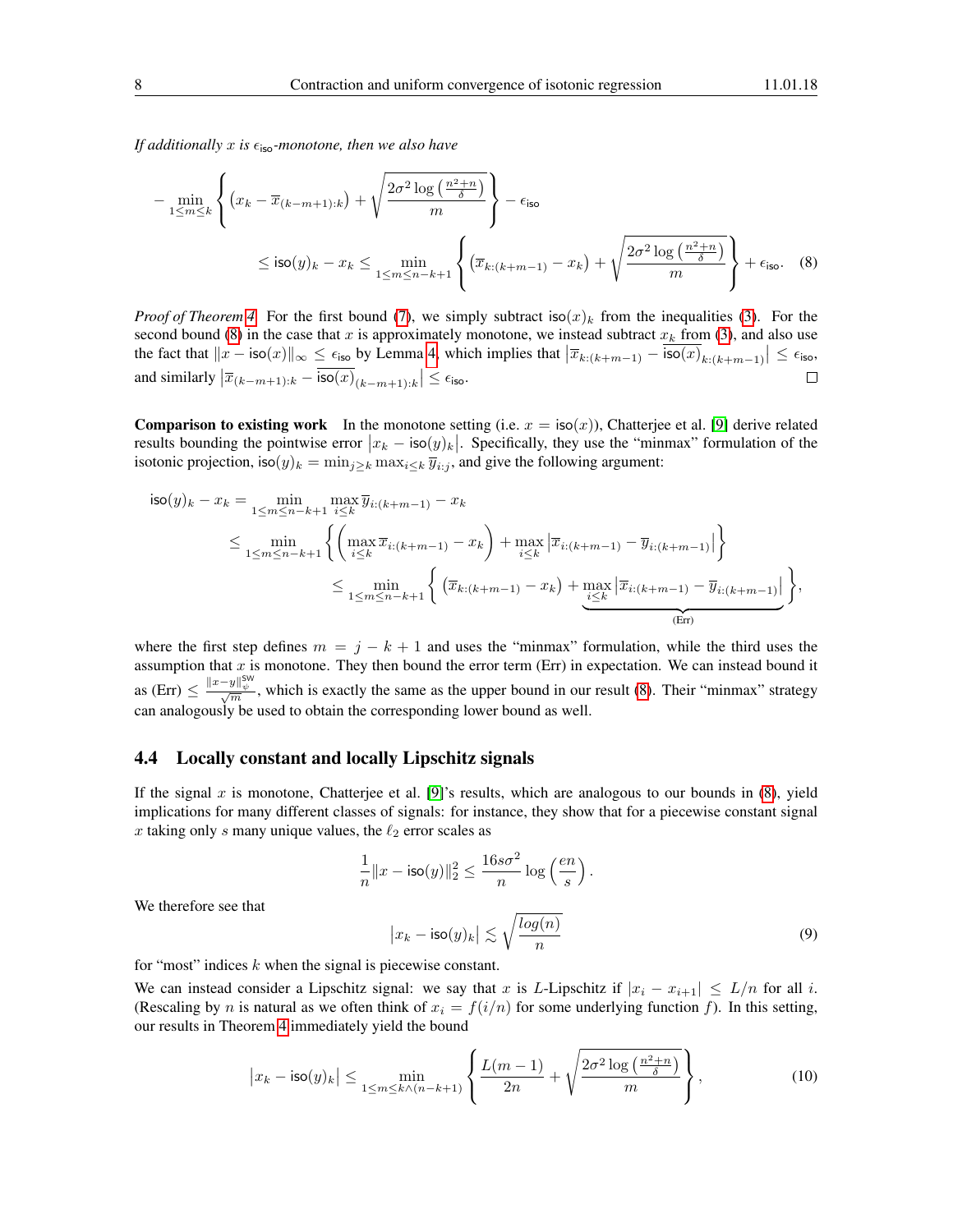*If additionally $x$ is $\epsilon_{\mathsf{iso}}$-monotone, then we also have*

$$
-\min_{1\leq m\leq k}\left\{\left(x_k - \overline{x}_{(k-m+1):k}\right) + \sqrt{\frac{2\sigma^2\log\left(\frac{n^2+n}{\delta}\right)}{m}}\right\} - \epsilon_{\mathsf{iso}}
$$

$$
\leq \mathsf{iso}(y)_k - x_k \leq \min_{1\leq m\leq n-k+1}\left\{\left(\overline{x}_{k:(k+m-1)} - x_k\right) + \sqrt{\frac{2\sigma^2\log\left(\frac{n^2+n}{\delta}\right)}{m}}\right\} + \epsilon_{\mathsf{iso}}. \quad (8)
$$

*Proof of Theorem 4.* For the first bound (7), we simply subtract $\mathsf{iso}(x)_k$ from the inequalities (3). For the second bound (8) in the case that $x$ is approximately monotone, we instead subtract $x_k$ from (3), and also use the fact that $\|x - \mathsf{iso}(x)\|_\infty \leq \epsilon_{\mathsf{iso}}$ by Lemma 4, which implies that $\left|\overline{x}_{k:(k+m-1)} - \overline{\mathsf{iso}(x)}_{k:(k+m-1)}\right| \leq \epsilon_{\mathsf{iso}}$, and similarly $\left|\overline{x}_{(k-m+1):k} - \overline{\mathsf{iso}(x)}_{(k-m+1):k}\right| \leq \epsilon_{\mathsf{iso}}$. □

**Comparison to existing work** In the monotone setting (i.e. $x = \mathsf{iso}(x)$), Chatterjee et al. [9] derive related results bounding the pointwise error $\left|x_k - \mathsf{iso}(y)_k\right|$. Specifically, they use the "minmax" formulation of the isotonic projection, $\mathsf{iso}(y)_k = \min_{j\geq k}\max_{i\leq k}\overline{y}_{i:j}$, and give the following argument:

$$
\begin{aligned}
\mathsf{iso}(y)_k - x_k &= \min_{1\leq m\leq n-k+1}\max_{i\leq k}\overline{y}_{i:(k+m-1)} - x_k \\
&\leq \min_{1\leq m\leq n-k+1}\left\{\left(\max_{i\leq k}\overline{x}_{i:(k+m-1)} - x_k\right) + \max_{i\leq k}\left|\overline{x}_{i:(k+m-1)} - \overline{y}_{i:(k+m-1)}\right|\right\} \\
&\leq \min_{1\leq m\leq n-k+1}\left\{\left(\overline{x}_{k:(k+m-1)} - x_k\right) + \underbrace{\max_{i\leq k}\left|\overline{x}_{i:(k+m-1)} - \overline{y}_{i:(k+m-1)}\right|}_{\text{(Err)}}\right\},
\end{aligned}
$$

where the first step defines $m = j - k + 1$ and uses the "minmax" formulation, while the third uses the assumption that $x$ is monotone. They then bound the error term (Err) in expectation. We can instead bound it as (Err) $\leq \frac{\|x-y\|_\psi^{\mathsf{SW}}}{\sqrt{m}}$, which is exactly the same as the upper bound in our result (8). Their "minmax" strategy can analogously be used to obtain the corresponding lower bound as well.

### 4.4 Locally constant and locally Lipschitz signals

If the signal $x$ is monotone, Chatterjee et al. [9]'s results, which are analogous to our bounds in (8), yield implications for many different classes of signals: for instance, they show that for a piecewise constant signal $x$ taking only $s$ many unique values, the $\ell_2$ error scales as

$$
\frac{1}{n}\|x - \mathsf{iso}(y)\|_2^2 \leq \frac{16s\sigma^2}{n}\log\left(\frac{en}{s}\right).
$$

We therefore see that

$$
\left|x_k - \mathsf{iso}(y)_k\right| \lesssim \sqrt{\frac{\log(n)}{n}} \quad (9)
$$

for "most" indices $k$ when the signal is piecewise constant.

We can instead consider a Lipschitz signal: we say that $x$ is $L$-Lipschitz if $|x_i - x_{i+1}| \leq L/n$ for all $i$. (Rescaling by $n$ is natural as we often think of $x_i = f(i/n)$ for some underlying function $f$). In this setting, our results in Theorem 4 immediately yield the bound

$$
\left|x_k - \mathsf{iso}(y)_k\right| \leq \min_{1\leq m\leq k\wedge(n-k+1)}\left\{\frac{L(m-1)}{2n} + \sqrt{\frac{2\sigma^2\log\left(\frac{n^2+n}{\delta}\right)}{m}}\right\}, \quad (10)
$$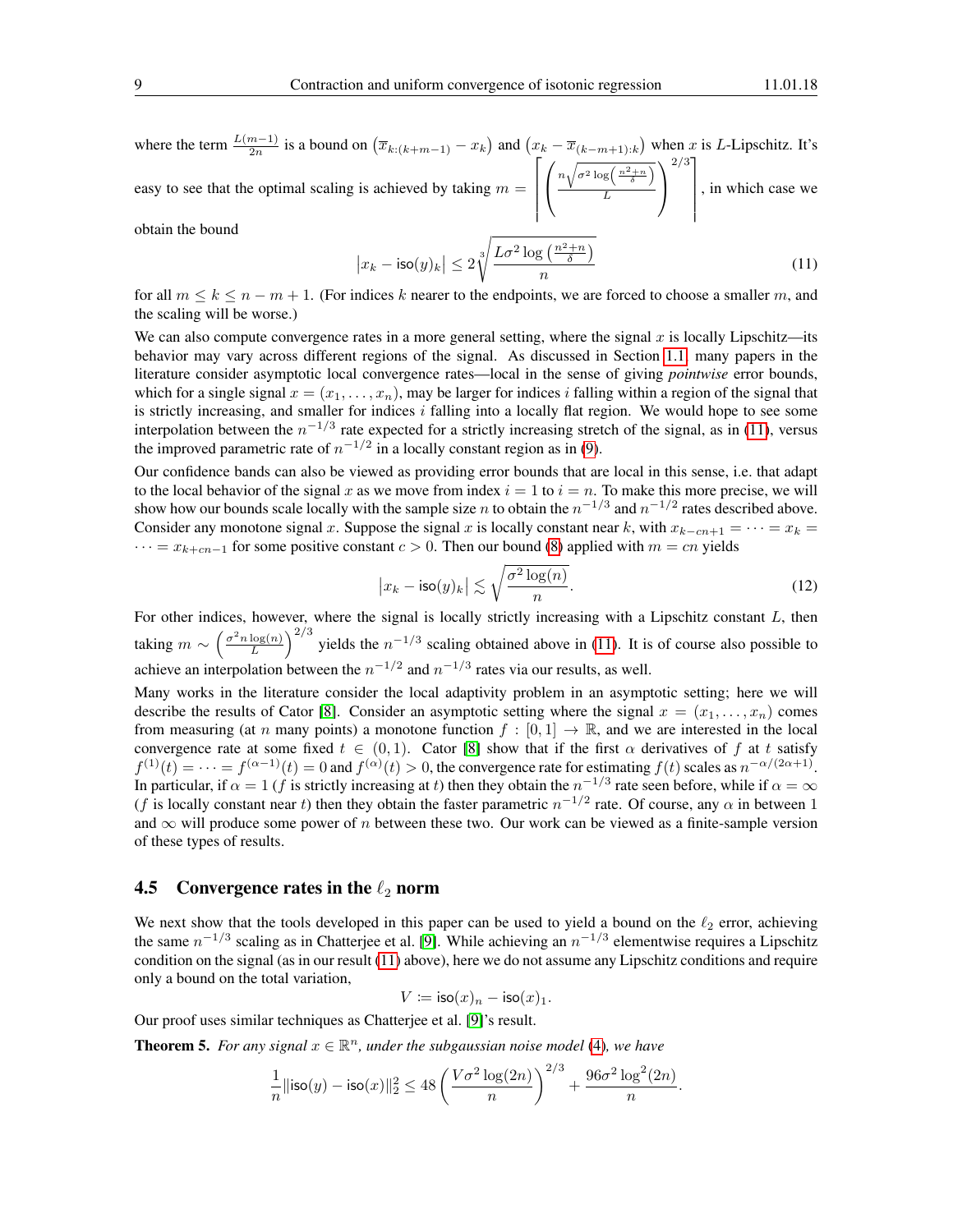where the term $\frac{L(m-1)}{2n}$ is a bound on $\left(\overline{x}_{k:(k+m-1)} - x_k\right)$ and $\left(x_k - \overline{x}_{(k-m+1):k}\right)$ when $x$ is $L$-Lipschitz. It's easy to see that the optimal scaling is achieved by taking $m = \left\lceil \left( \frac{n\sqrt{\sigma^2 \log\left(\frac{n^2+n}{\delta}\right)}}{L} \right)^{2/3} \right\rceil$, in which case we obtain the bound

$$\left|x_k - \mathsf{iso}(y)_k\right| \leq 2\sqrt[3]{\frac{L\sigma^2 \log\left(\frac{n^2+n}{\delta}\right)}{n}} \tag{11}$$

for all $m \leq k \leq n - m + 1$. (For indices $k$ nearer to the endpoints, we are forced to choose a smaller $m$, and the scaling will be worse.)

We can also compute convergence rates in a more general setting, where the signal $x$ is locally Lipschitz—its behavior may vary across different regions of the signal. As discussed in Section 1.1, many papers in the literature consider asymptotic local convergence rates—local in the sense of giving *pointwise* error bounds, which for a single signal $x = (x_1, \dots, x_n)$, may be larger for indices $i$ falling within a region of the signal that is strictly increasing, and smaller for indices $i$ falling into a locally flat region. We would hope to see some interpolation between the $n^{-1/3}$ rate expected for a strictly increasing stretch of the signal, as in (11), versus the improved parametric rate of $n^{-1/2}$ in a locally constant region as in (9).

Our confidence bands can also be viewed as providing error bounds that are local in this sense, i.e. that adapt to the local behavior of the signal $x$ as we move from index $i = 1$ to $i = n$. To make this more precise, we will show how our bounds scale locally with the sample size $n$ to obtain the $n^{-1/3}$ and $n^{-1/2}$ rates described above. Consider any monotone signal $x$. Suppose the signal $x$ is locally constant near $k$, with $x_{k-cn+1} = \dots = x_k = \dots = x_{k+cn-1}$ for some positive constant $c > 0$. Then our bound (8) applied with $m = cn$ yields

$$\left|x_k - \mathsf{iso}(y)_k\right| \lesssim \sqrt{\frac{\sigma^2 \log(n)}{n}}. \tag{12}$$

For other indices, however, where the signal is locally strictly increasing with a Lipschitz constant $L$, then taking $m \sim \left(\frac{\sigma^2 n \log(n)}{L}\right)^{2/3}$ yields the $n^{-1/3}$ scaling obtained above in (11). It is of course also possible to achieve an interpolation between the $n^{-1/2}$ and $n^{-1/3}$ rates via our results, as well.

Many works in the literature consider the local adaptivity problem in an asymptotic setting; here we will describe the results of Cator [8]. Consider an asymptotic setting where the signal $x = (x_1, \dots, x_n)$ comes from measuring (at $n$ many points) a monotone function $f : [0,1] \to \mathbb{R}$, and we are interested in the local convergence rate at some fixed $t \in (0,1)$. Cator [8] show that if the first $\alpha$ derivatives of $f$ at $t$ satisfy $f^{(1)}(t) = \dots = f^{(\alpha-1)}(t) = 0$ and $f^{(\alpha)}(t) > 0$, the convergence rate for estimating $f(t)$ scales as $n^{-\alpha/(2\alpha+1)}$. In particular, if $\alpha = 1$ ($f$ is strictly increasing at $t$) then they obtain the $n^{-1/3}$ rate seen before, while if $\alpha = \infty$ ($f$ is locally constant near $t$) then they obtain the faster parametric $n^{-1/2}$ rate. Of course, any $\alpha$ in between 1 and $\infty$ will produce some power of $n$ between these two. Our work can be viewed as a finite-sample version of these types of results.

### 4.5 Convergence rates in the $\ell_2$ norm

We next show that the tools developed in this paper can be used to yield a bound on the $\ell_2$ error, achieving the same $n^{-1/3}$ scaling as in Chatterjee et al. [9]. While achieving an $n^{-1/3}$ elementwise requires a Lipschitz condition on the signal (as in our result (11) above), here we do not assume any Lipschitz conditions and require only a bound on the total variation,

$$V := \mathsf{iso}(x)_n - \mathsf{iso}(x)_1.$$

Our proof uses similar techniques as Chatterjee et al. [9]'s result.

**Theorem 5.** *For any signal $x \in \mathbb{R}^n$, under the subgaussian noise model (4), we have*

$$\frac{1}{n}\|\mathsf{iso}(y) - \mathsf{iso}(x)\|_2^2 \leq 48\left(\frac{V\sigma^2 \log(2n)}{n}\right)^{2/3} + \frac{96\sigma^2 \log^2(2n)}{n}.$$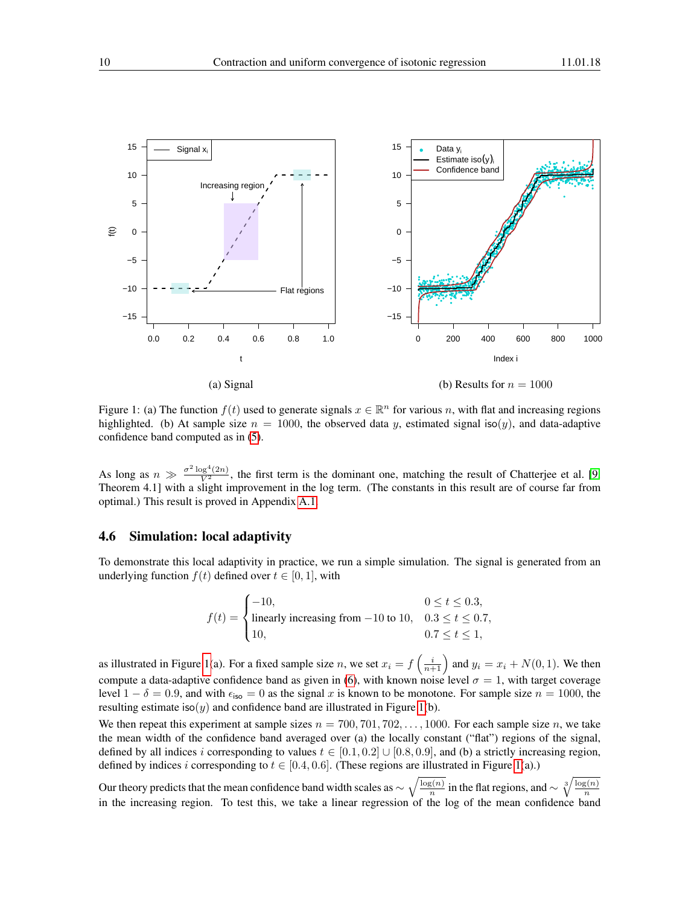(a) Signal

(b) Results for $n = 1000$

Figure 1: (a) The function $f(t)$ used to generate signals $x \in \mathbb{R}^n$ for various $n$, with flat and increasing regions highlighted. (b) At sample size $n = 1000$, the observed data $y$, estimated signal $\mathsf{iso}(y)$, and data-adaptive confidence band computed as in (5).

As long as $n \gg \frac{\sigma^2 \log^4(2n)}{V^2}$, the first term is the dominant one, matching the result of Chatterjee et al. [9, Theorem 4.1] with a slight improvement in the log term. (The constants in this result are of course far from optimal.) This result is proved in Appendix A.1.

### 4.6 Simulation: local adaptivity

To demonstrate this local adaptivity in practice, we run a simple simulation. The signal is generated from an underlying function $f(t)$ defined over $t \in [0, 1]$, with

$$f(t) = \begin{cases} -10, & 0 \le t \le 0.3, \\ \text{linearly increasing from } -10 \text{ to } 10, & 0.3 \le t \le 0.7, \\ 10, & 0.7 \le t \le 1, \end{cases}$$

as illustrated in Figure 1(a). For a fixed sample size $n$, we set $x_i = f\left(\frac{i}{n+1}\right)$ and $y_i = x_i + N(0, 1)$. We then compute a data-adaptive confidence band as given in (6), with known noise level $\sigma = 1$, with target coverage level $1 - \delta = 0.9$, and with $\epsilon_{\mathsf{iso}} = 0$ as the signal $x$ is known to be monotone. For sample size $n = 1000$, the resulting estimate $\mathsf{iso}(y)$ and confidence band are illustrated in Figure 1(b).

We then repeat this experiment at sample sizes $n = 700, 701, 702, \ldots, 1000$. For each sample size $n$, we take the mean width of the confidence band averaged over (a) the locally constant ("flat") regions of the signal, defined by all indices $i$ corresponding to values $t \in [0.1, 0.2] \cup [0.8, 0.9]$, and (b) a strictly increasing region, defined by indices $i$ corresponding to $t \in [0.4, 0.6]$. (These regions are illustrated in Figure 1(a).)

Our theory predicts that the mean confidence band width scales as $\sim \sqrt{\frac{\log(n)}{n}}$ in the flat regions, and $\sim \sqrt[3]{\frac{\log(n)}{n}}$ in the increasing region. To test this, we take a linear regression of the log of the mean confidence band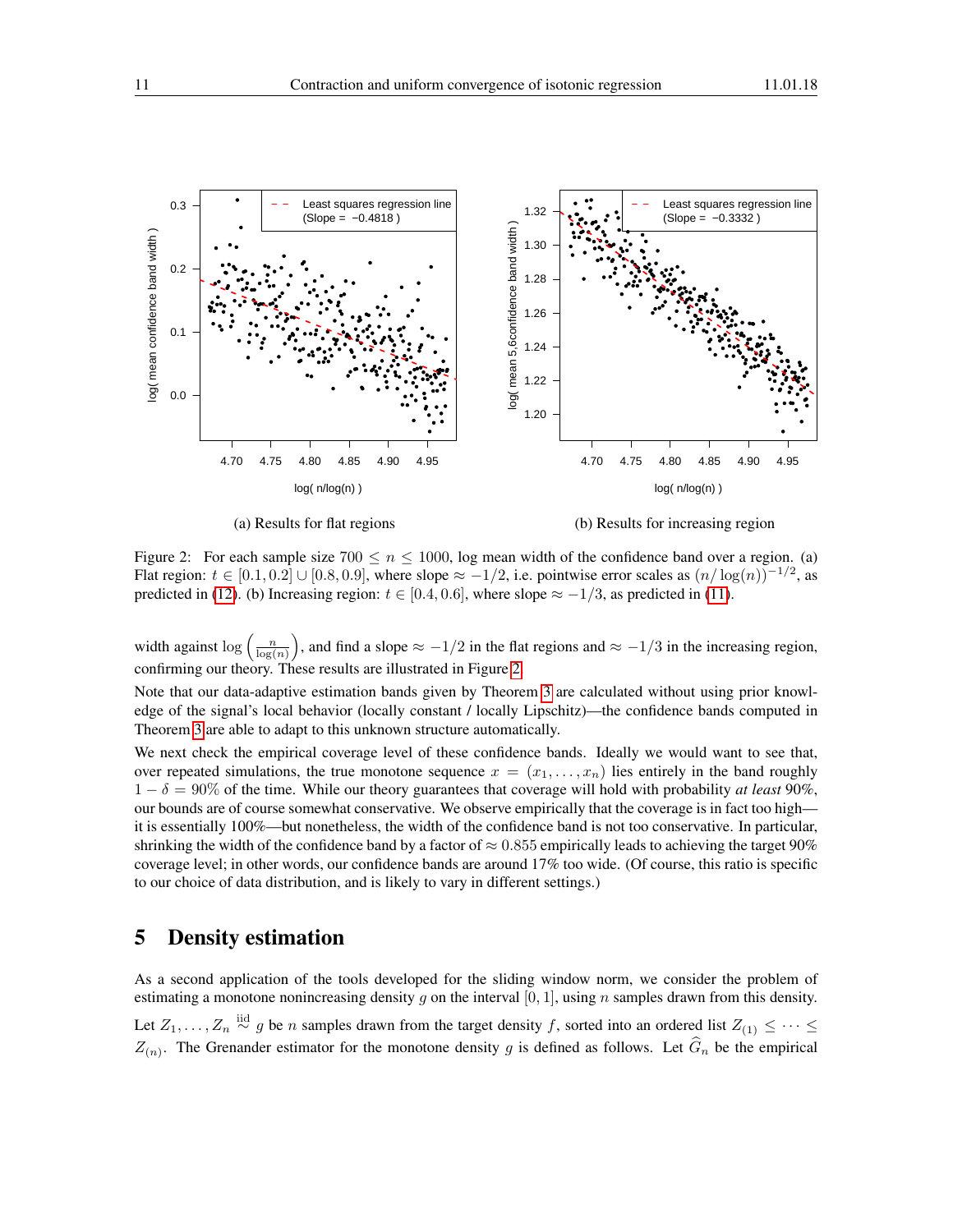(a) Results for flat regions

(b) Results for increasing region

Figure 2: For each sample size $700 \leq n \leq 1000$, log mean width of the confidence band over a region. (a) Flat region: $t \in [0.1, 0.2] \cup [0.8, 0.9]$, where slope $\approx -1/2$, i.e. pointwise error scales as $(n/\log(n))^{-1/2}$, as predicted in (12). (b) Increasing region: $t \in [0.4, 0.6]$, where slope $\approx -1/3$, as predicted in (11).

width against $\log\left(\frac{n}{\log(n)}\right)$, and find a slope $\approx -1/2$ in the flat regions and $\approx -1/3$ in the increasing region, confirming our theory. These results are illustrated in Figure 2.

Note that our data-adaptive estimation bands given by Theorem 3 are calculated without using prior knowledge of the signal's local behavior (locally constant / locally Lipschitz)—the confidence bands computed in Theorem 3 are able to adapt to this unknown structure automatically.

We next check the empirical coverage level of these confidence bands. Ideally we would want to see that, over repeated simulations, the true monotone sequence $x = (x_1, \dots, x_n)$ lies entirely in the band roughly $1 - \delta = 90\%$ of the time. While our theory guarantees that coverage will hold with probability *at least* 90%, our bounds are of course somewhat conservative. We observe empirically that the coverage is in fact too high—it is essentially 100%—but nonetheless, the width of the confidence band is not too conservative. In particular, shrinking the width of the confidence band by a factor of $\approx 0.855$ empirically leads to achieving the target 90% coverage level; in other words, our confidence bands are around 17% too wide. (Of course, this ratio is specific to our choice of data distribution, and is likely to vary in different settings.)

# 5 Density estimation

As a second application of the tools developed for the sliding window norm, we consider the problem of estimating a monotone nonincreasing density $g$ on the interval $[0, 1]$, using $n$ samples drawn from this density. Let $Z_1, \dots, Z_n \overset{\text{iid}}{\sim} g$ be $n$ samples drawn from the target density $f$, sorted into an ordered list $Z_{(1)} \leq \dots \leq Z_{(n)}$. The Grenander estimator for the monotone density $g$ is defined as follows. Let $\widehat{G}_n$ be the empirical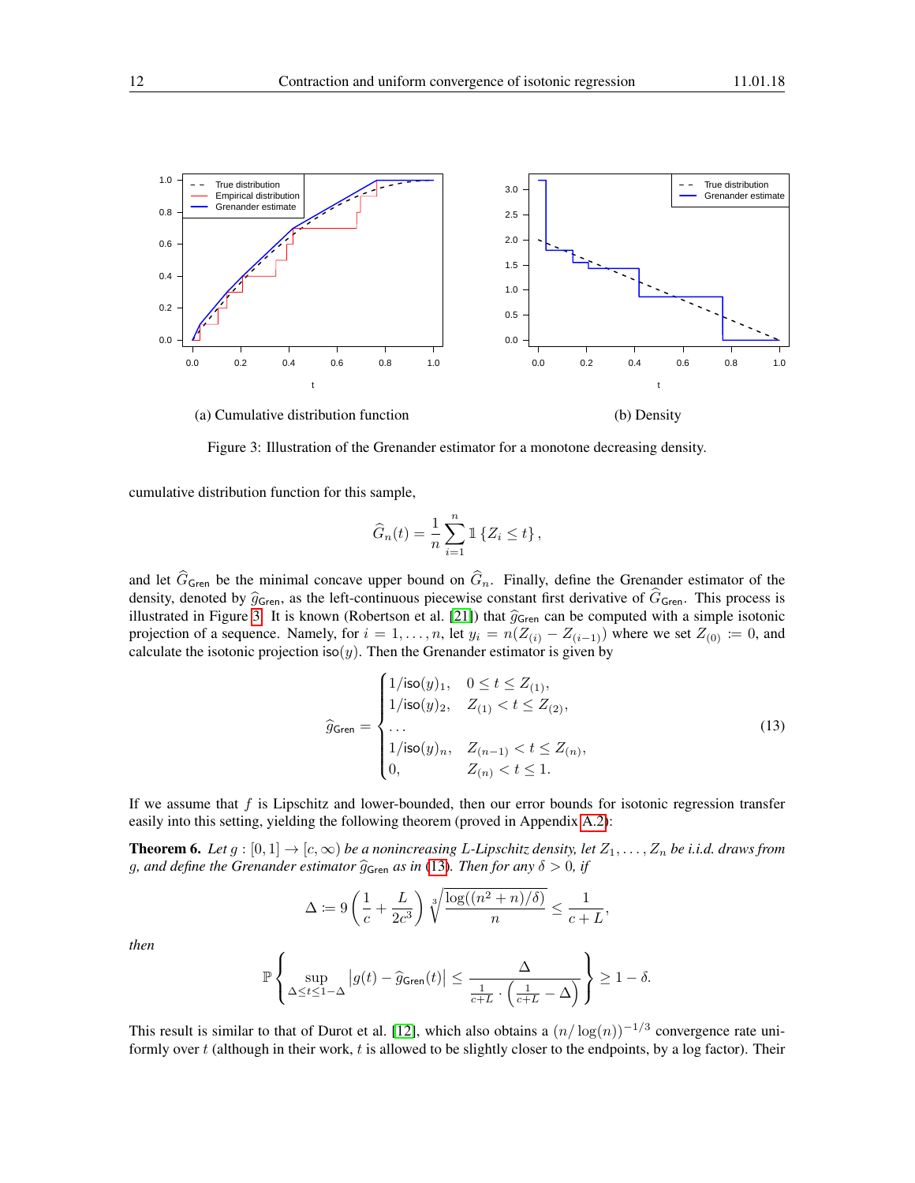(a) Cumulative distribution function

(b) Density

Figure 3: Illustration of the Grenander estimator for a monotone decreasing density.

cumulative distribution function for this sample,

$$\widehat{G}_n(t) = \frac{1}{n}\sum_{i=1}^{n} \mathbb{1}\left\{Z_i \le t\right\},$$

and let $\widehat{G}_{\mathsf{Gren}}$ be the minimal concave upper bound on $\widehat{G}_n$. Finally, define the Grenander estimator of the density, denoted by $\widehat{g}_{\mathsf{Gren}}$, as the left-continuous piecewise constant first derivative of $\widehat{G}_{\mathsf{Gren}}$. This process is illustrated in Figure 3. It is known (Robertson et al. [21]) that $\widehat{g}_{\mathsf{Gren}}$ can be computed with a simple isotonic projection of a sequence. Namely, for $i = 1, \dots, n$, let $y_i = n(Z_{(i)} - Z_{(i-1)})$ where we set $Z_{(0)} := 0$, and calculate the isotonic projection $\mathsf{iso}(y)$. Then the Grenander estimator is given by

$$\widehat{g}_{\mathsf{Gren}} = \begin{cases} 1/\mathsf{iso}(y)_1, & 0 \le t \le Z_{(1)}, \\ 1/\mathsf{iso}(y)_2, & Z_{(1)} < t \le Z_{(2)}, \\ \dots \\ 1/\mathsf{iso}(y)_n, & Z_{(n-1)} < t \le Z_{(n)}, \\ 0, & Z_{(n)} < t \le 1. \end{cases} \tag{13}$$

If we assume that $f$ is Lipschitz and lower-bounded, then our error bounds for isotonic regression transfer easily into this setting, yielding the following theorem (proved in Appendix A.2):

**Theorem 6.** *Let $g : [0,1] \to [c, \infty)$ be a nonincreasing $L$-Lipschitz density, let $Z_1, \dots, Z_n$ be i.i.d. draws from $g$, and define the Grenander estimator $\widehat{g}_{\mathsf{Gren}}$ as in (13). Then for any $\delta > 0$, if*

$$\Delta := 9\left(\frac{1}{c} + \frac{L}{2c^3}\right)\sqrt[3]{\frac{\log((n^2+n)/\delta)}{n}} \le \frac{1}{c+L},$$

*then*

$$\mathbb{P}\left\{\sup_{\Delta \le t \le 1-\Delta} \left|g(t) - \widehat{g}_{\mathsf{Gren}}(t)\right| \le \frac{\Delta}{\frac{1}{c+L}\cdot\left(\frac{1}{c+L} - \Delta\right)}\right\} \ge 1 - \delta.$$

This result is similar to that of Durot et al. [12], which also obtains a $(n/\log(n))^{-1/3}$ convergence rate uniformly over $t$ (although in their work, $t$ is allowed to be slightly closer to the endpoints, by a log factor). Their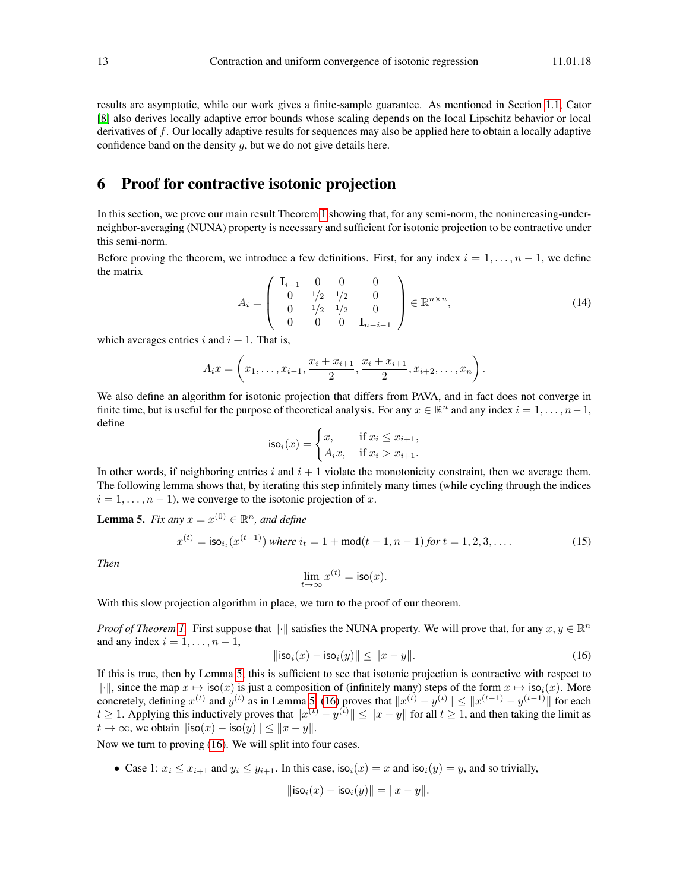results are asymptotic, while our work gives a finite-sample guarantee. As mentioned in Section 1.1, Cator [8] also derives locally adaptive error bounds whose scaling depends on the local Lipschitz behavior or local derivatives of $f$. Our locally adaptive results for sequences may also be applied here to obtain a locally adaptive confidence band on the density $g$, but we do not give details here.

# 6 Proof for contractive isotonic projection

In this section, we prove our main result Theorem 1 showing that, for any semi-norm, the nonincreasing-under-neighbor-averaging (NUNA) property is necessary and sufficient for isotonic projection to be contractive under this semi-norm.

Before proving the theorem, we introduce a few definitions. First, for any index $i = 1, \ldots, n-1$, we define the matrix

$$A_i = \begin{pmatrix} \mathbf{I}_{i-1} & 0 & 0 & 0 \\ 0 & 1/2 & 1/2 & 0 \\ 0 & 1/2 & 1/2 & 0 \\ 0 & 0 & 0 & \mathbf{I}_{n-i-1} \end{pmatrix} \in \mathbb{R}^{n \times n}, \tag{14}$$

which averages entries $i$ and $i+1$. That is,

$$A_i x = \left( x_1, \ldots, x_{i-1}, \frac{x_i + x_{i+1}}{2}, \frac{x_i + x_{i+1}}{2}, x_{i+2}, \ldots, x_n \right).$$

We also define an algorithm for isotonic projection that differs from PAVA, and in fact does not converge in finite time, but is useful for the purpose of theoretical analysis. For any $x \in \mathbb{R}^n$ and any index $i = 1, \ldots, n-1$, define

$$\mathsf{iso}_i(x) = \begin{cases} x, & \text{if } x_i \le x_{i+1}, \\ A_i x, & \text{if } x_i > x_{i+1}. \end{cases}$$

In other words, if neighboring entries $i$ and $i+1$ violate the monotonicity constraint, then we average them. The following lemma shows that, by iterating this step infinitely many times (while cycling through the indices $i = 1, \ldots, n-1$), we converge to the isotonic projection of $x$.

**Lemma 5.** *Fix any $x = x^{(0)} \in \mathbb{R}^n$, and define*

$$x^{(t)} = \mathsf{iso}_{i_t}(x^{(t-1)}) \text{ where } i_t = 1 + \mathrm{mod}(t-1, n-1) \text{ for } t = 1, 2, 3, \ldots. \tag{15}$$

*Then*

$$\lim_{t \to \infty} x^{(t)} = \mathsf{iso}(x).$$

With this slow projection algorithm in place, we turn to the proof of our theorem.

*Proof of Theorem 1.* First suppose that $\|\cdot\|$ satisfies the NUNA property. We will prove that, for any $x, y \in \mathbb{R}^n$ and any index $i = 1, \ldots, n-1$,

$$\|\mathsf{iso}_i(x) - \mathsf{iso}_i(y)\| \le \|x - y\|. \tag{16}$$

If this is true, then by Lemma 5, this is sufficient to see that isotonic projection is contractive with respect to $\|\cdot\|$, since the map $x \mapsto \mathsf{iso}(x)$ is just a composition of (infinitely many) steps of the form $x \mapsto \mathsf{iso}_i(x)$. More concretely, defining $x^{(t)}$ and $y^{(t)}$ as in Lemma 5, (16) proves that $\|x^{(t)} - y^{(t)}\| \le \|x^{(t-1)} - y^{(t-1)}\|$ for each $t \ge 1$. Applying this inductively proves that $\|x^{(t)} - y^{(t)}\| \le \|x - y\|$ for all $t \ge 1$, and then taking the limit as $t \to \infty$, we obtain $\|\mathsf{iso}(x) - \mathsf{iso}(y)\| \le \|x - y\|$.

Now we turn to proving (16). We will split into four cases.

- Case 1: $x_i \le x_{i+1}$ and $y_i \le y_{i+1}$. In this case, $\mathsf{iso}_i(x) = x$ and $\mathsf{iso}_i(y) = y$, and so trivially,

$$\|\mathsf{iso}_i(x) - \mathsf{iso}_i(y)\| = \|x - y\|.$$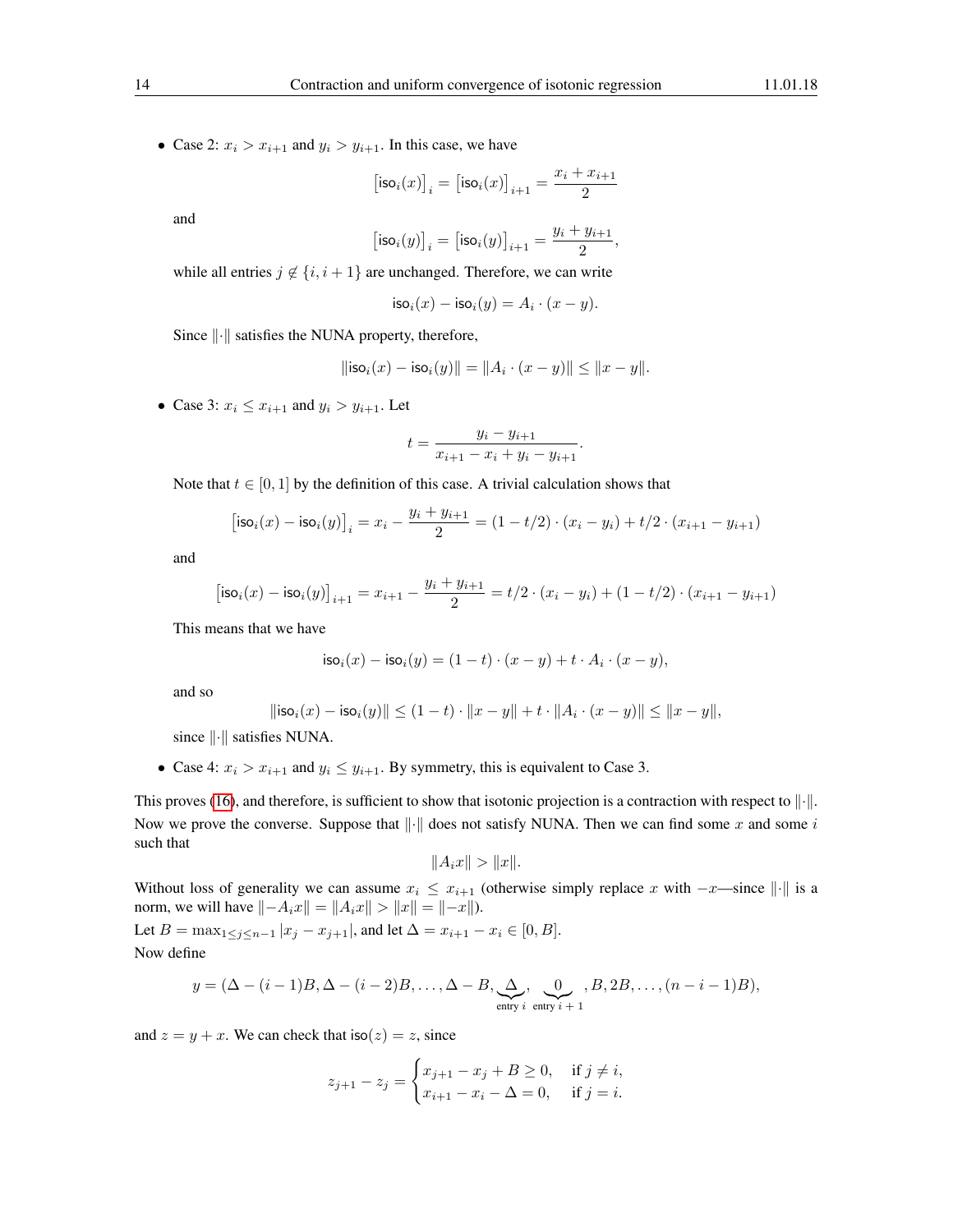- Case 2: $x_i > x_{i+1}$ and $y_i > y_{i+1}$. In this case, we have

$$\big[\mathsf{iso}_i(x)\big]_i = \big[\mathsf{iso}_i(x)\big]_{i+1} = \frac{x_i + x_{i+1}}{2}$$

and

$$\big[\mathsf{iso}_i(y)\big]_i = \big[\mathsf{iso}_i(y)\big]_{i+1} = \frac{y_i + y_{i+1}}{2},$$

while all entries $j \notin \{i, i+1\}$ are unchanged. Therefore, we can write

$$\mathsf{iso}_i(x) - \mathsf{iso}_i(y) = A_i \cdot (x - y).$$

Since $\|\cdot\|$ satisfies the NUNA property, therefore,

$$\|\mathsf{iso}_i(x) - \mathsf{iso}_i(y)\| = \|A_i \cdot (x - y)\| \leq \|x - y\|.$$

- Case 3: $x_i \leq x_{i+1}$ and $y_i > y_{i+1}$. Let

$$t = \frac{y_i - y_{i+1}}{x_{i+1} - x_i + y_i - y_{i+1}}.$$

Note that $t \in [0, 1]$ by the definition of this case. A trivial calculation shows that

$$\big[\mathsf{iso}_i(x) - \mathsf{iso}_i(y)\big]_i = x_i - \frac{y_i + y_{i+1}}{2} = (1 - t/2) \cdot (x_i - y_i) + t/2 \cdot (x_{i+1} - y_{i+1})$$

and

$$\big[\mathsf{iso}_i(x) - \mathsf{iso}_i(y)\big]_{i+1} = x_{i+1} - \frac{y_i + y_{i+1}}{2} = t/2 \cdot (x_i - y_i) + (1 - t/2) \cdot (x_{i+1} - y_{i+1})$$

This means that we have

$$\mathsf{iso}_i(x) - \mathsf{iso}_i(y) = (1 - t) \cdot (x - y) + t \cdot A_i \cdot (x - y),$$

and so

$$\|\mathsf{iso}_i(x) - \mathsf{iso}_i(y)\| \leq (1 - t) \cdot \|x - y\| + t \cdot \|A_i \cdot (x - y)\| \leq \|x - y\|,$$

since $\|\cdot\|$ satisfies NUNA.

- Case 4: $x_i > x_{i+1}$ and $y_i \leq y_{i+1}$. By symmetry, this is equivalent to Case 3.

This proves (16), and therefore, is sufficient to show that isotonic projection is a contraction with respect to $\|\cdot\|$. Now we prove the converse. Suppose that $\|\cdot\|$ does not satisfy NUNA. Then we can find some $x$ and some $i$ such that

$$\|A_i x\| > \|x\|.$$

Without loss of generality we can assume $x_i \leq x_{i+1}$ (otherwise simply replace $x$ with $-x$—since $\|\cdot\|$ is a norm, we will have $\|-A_i x\| = \|A_i x\| > \|x\| = \|-x\|$).
Let $B = \max_{1 \leq j \leq n-1} |x_j - x_{j+1}|$, and let $\Delta = x_{i+1} - x_i \in [0, B]$.
Now define

$$y = (\Delta - (i-1)B, \Delta - (i-2)B, \ldots, \Delta - B, \underbrace{\Delta}_{\text{entry } i}, \underbrace{0}_{\text{entry } i+1}, B, 2B, \ldots, (n-i-1)B),$$

and $z = y + x$. We can check that $\mathsf{iso}(z) = z$, since

$$z_{j+1} - z_j = \begin{cases} x_{j+1} - x_j + B \geq 0, & \text{if } j \neq i, \\ x_{i+1} - x_i - \Delta = 0, & \text{if } j = i. \end{cases}$$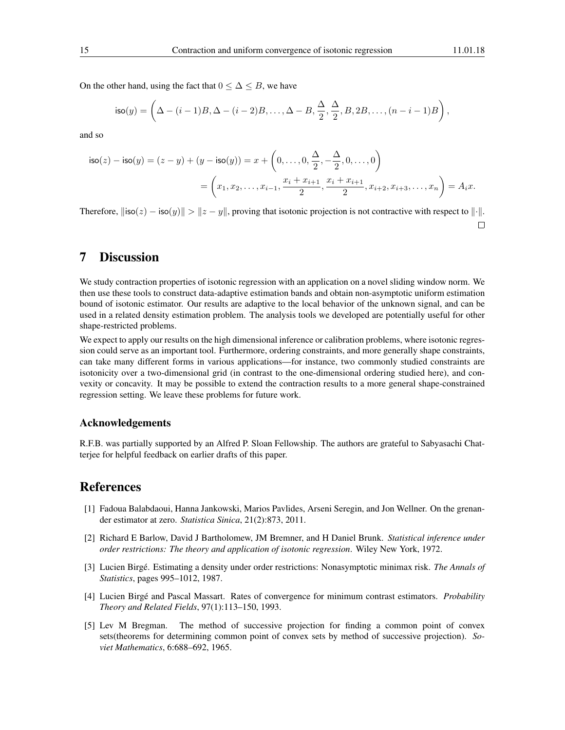On the other hand, using the fact that $0 \leq \Delta \leq B$, we have

$$\mathsf{iso}(y) = \left(\Delta - (i-1)B, \Delta - (i-2)B, \ldots, \Delta - B, \frac{\Delta}{2}, \frac{\Delta}{2}, B, 2B, \ldots, (n-i-1)B\right),$$

and so

$$\begin{aligned}\mathsf{iso}(z) - \mathsf{iso}(y) = (z-y) + (y - \mathsf{iso}(y)) &= x + \left(0, \ldots, 0, \frac{\Delta}{2}, -\frac{\Delta}{2}, 0, \ldots, 0\right) \\ &= \left(x_1, x_2, \ldots, x_{i-1}, \frac{x_i + x_{i+1}}{2}, \frac{x_i + x_{i+1}}{2}, x_{i+2}, x_{i+3}, \ldots, x_n\right) = A_i x.\end{aligned}$$

Therefore, $\|\mathsf{iso}(z) - \mathsf{iso}(y)\| > \|z - y\|$, proving that isotonic projection is not contractive with respect to $\|\cdot\|$. $\square$

# 7 Discussion

We study contraction properties of isotonic regression with an application on a novel sliding window norm. We then use these tools to construct data-adaptive estimation bands and obtain non-asymptotic uniform estimation bound of isotonic estimator. Our results are adaptive to the local behavior of the unknown signal, and can be used in a related density estimation problem. The analysis tools we developed are potentially useful for other shape-restricted problems.

We expect to apply our results on the high dimensional inference or calibration problems, where isotonic regression could serve as an important tool. Furthermore, ordering constraints, and more generally shape constraints, can take many different forms in various applications—for instance, two commonly studied constraints are isotonicity over a two-dimensional grid (in contrast to the one-dimensional ordering studied here), and convexity or concavity. It may be possible to extend the contraction results to a more general shape-constrained regression setting. We leave these problems for future work.

### Acknowledgements

R.F.B. was partially supported by an Alfred P. Sloan Fellowship. The authors are grateful to Sabyasachi Chatterjee for helpful feedback on earlier drafts of this paper.

# References

[1] Fadoua Balabdaoui, Hanna Jankowski, Marios Pavlides, Arseni Seregin, and Jon Wellner. On the grenander estimator at zero. *Statistica Sinica*, 21(2):873, 2011.

[2] Richard E Barlow, David J Bartholomew, JM Bremner, and H Daniel Brunk. *Statistical inference under order restrictions: The theory and application of isotonic regression*. Wiley New York, 1972.

[3] Lucien Birgé. Estimating a density under order restrictions: Nonasymptotic minimax risk. *The Annals of Statistics*, pages 995–1012, 1987.

[4] Lucien Birgé and Pascal Massart. Rates of convergence for minimum contrast estimators. *Probability Theory and Related Fields*, 97(1):113–150, 1993.

[5] Lev M Bregman. The method of successive projection for finding a common point of convex sets(theorems for determining common point of convex sets by method of successive projection). *Soviet Mathematics*, 6:688–692, 1965.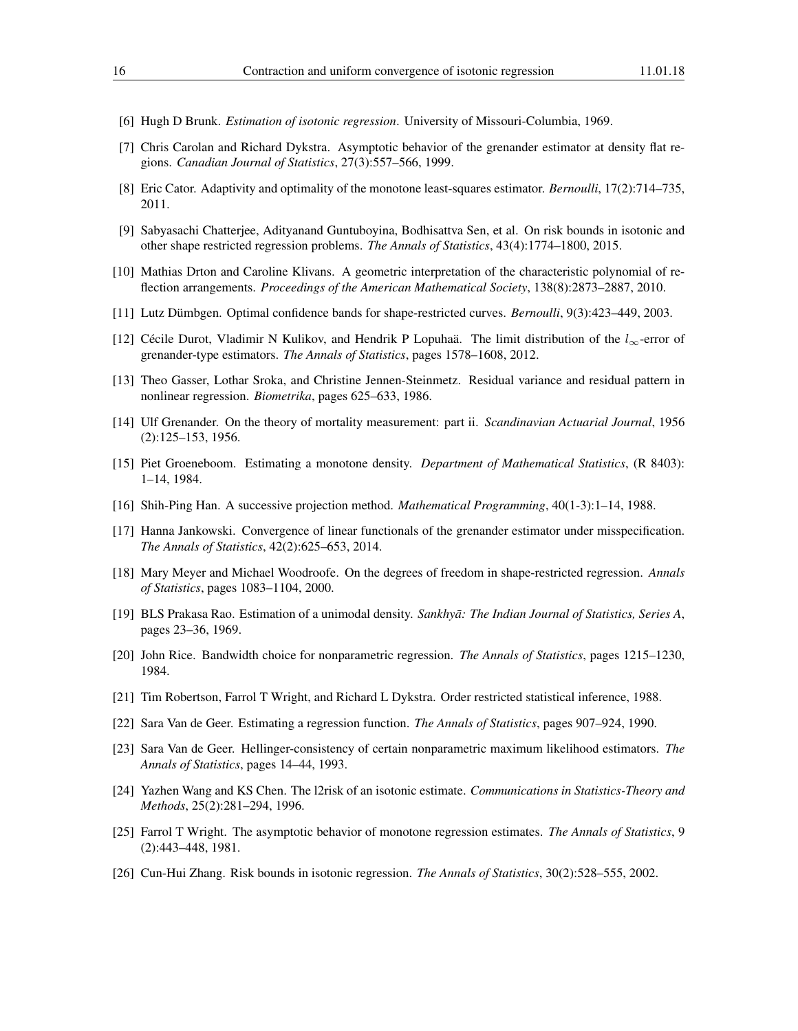[6] Hugh D Brunk. *Estimation of isotonic regression*. University of Missouri-Columbia, 1969.

[7] Chris Carolan and Richard Dykstra. Asymptotic behavior of the grenander estimator at density flat regions. *Canadian Journal of Statistics*, 27(3):557–566, 1999.

[8] Eric Cator. Adaptivity and optimality of the monotone least-squares estimator. *Bernoulli*, 17(2):714–735, 2011.

[9] Sabyasachi Chatterjee, Adityanand Guntuboyina, Bodhisattva Sen, et al. On risk bounds in isotonic and other shape restricted regression problems. *The Annals of Statistics*, 43(4):1774–1800, 2015.

[10] Mathias Drton and Caroline Klivans. A geometric interpretation of the characteristic polynomial of reflection arrangements. *Proceedings of the American Mathematical Society*, 138(8):2873–2887, 2010.

[11] Lutz Dümbgen. Optimal confidence bands for shape-restricted curves. *Bernoulli*, 9(3):423–449, 2003.

[12] Cécile Durot, Vladimir N Kulikov, and Hendrik P Lopuhaä. The limit distribution of the $l_\infty$-error of grenander-type estimators. *The Annals of Statistics*, pages 1578–1608, 2012.

[13] Theo Gasser, Lothar Sroka, and Christine Jennen-Steinmetz. Residual variance and residual pattern in nonlinear regression. *Biometrika*, pages 625–633, 1986.

[14] Ulf Grenander. On the theory of mortality measurement: part ii. *Scandinavian Actuarial Journal*, 1956 (2):125–153, 1956.

[15] Piet Groeneboom. Estimating a monotone density. *Department of Mathematical Statistics*, (R 8403): 1–14, 1984.

[16] Shih-Ping Han. A successive projection method. *Mathematical Programming*, 40(1-3):1–14, 1988.

[17] Hanna Jankowski. Convergence of linear functionals of the grenander estimator under misspecification. *The Annals of Statistics*, 42(2):625–653, 2014.

[18] Mary Meyer and Michael Woodroofe. On the degrees of freedom in shape-restricted regression. *Annals of Statistics*, pages 1083–1104, 2000.

[19] BLS Prakasa Rao. Estimation of a unimodal density. *Sankhyā: The Indian Journal of Statistics, Series A*, pages 23–36, 1969.

[20] John Rice. Bandwidth choice for nonparametric regression. *The Annals of Statistics*, pages 1215–1230, 1984.

[21] Tim Robertson, Farrol T Wright, and Richard L Dykstra. Order restricted statistical inference, 1988.

[22] Sara Van de Geer. Estimating a regression function. *The Annals of Statistics*, pages 907–924, 1990.

[23] Sara Van de Geer. Hellinger-consistency of certain nonparametric maximum likelihood estimators. *The Annals of Statistics*, pages 14–44, 1993.

[24] Yazhen Wang and KS Chen. The l2risk of an isotonic estimate. *Communications in Statistics-Theory and Methods*, 25(2):281–294, 1996.

[25] Farrol T Wright. The asymptotic behavior of monotone regression estimates. *The Annals of Statistics*, 9 (2):443–448, 1981.

[26] Cun-Hui Zhang. Risk bounds in isotonic regression. *The Annals of Statistics*, 30(2):528–555, 2002.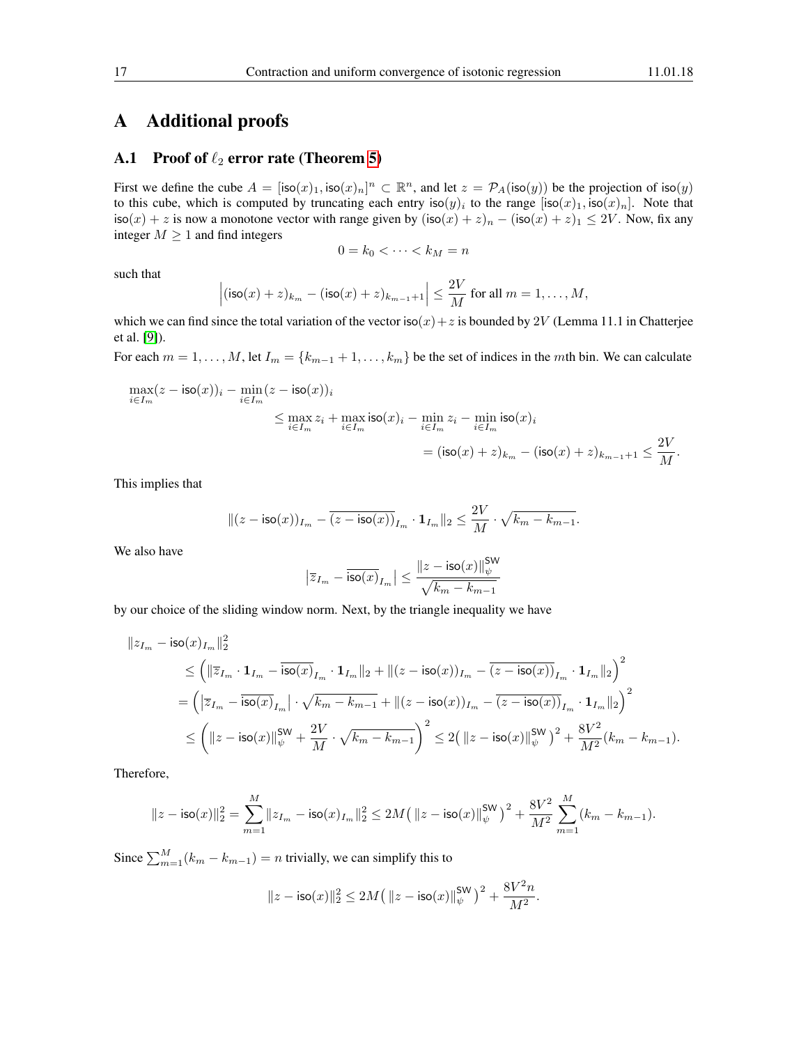# A Additional proofs

## A.1 Proof of $\ell_2$ error rate (Theorem 5)

First we define the cube $A = [\mathsf{iso}(x)_1, \mathsf{iso}(x)_n]^n \subset \mathbb{R}^n$, and let $z = \mathcal{P}_A(\mathsf{iso}(y))$ be the projection of $\mathsf{iso}(y)$ to this cube, which is computed by truncating each entry $\mathsf{iso}(y)_i$ to the range $[\mathsf{iso}(x)_1, \mathsf{iso}(x)_n]$. Note that $\mathsf{iso}(x) + z$ is now a monotone vector with range given by $(\mathsf{iso}(x)+z)_n - (\mathsf{iso}(x)+z)_1 \leq 2V$. Now, fix any integer $M \geq 1$ and find integers

$$0 = k_0 < \cdots < k_M = n$$

such that

$$\left|(\mathsf{iso}(x)+z)_{k_m} - (\mathsf{iso}(x)+z)_{k_{m-1}+1}\right| \leq \frac{2V}{M} \text{ for all } m = 1, \ldots, M,$$

which we can find since the total variation of the vector $\mathsf{iso}(x)+z$ is bounded by $2V$ (Lemma 11.1 in Chatterjee et al. [9]).

For each $m = 1, \ldots, M$, let $I_m = \{k_{m-1}+1, \ldots, k_m\}$ be the set of indices in the $m$th bin. We can calculate

$$\begin{aligned}
\max_{i \in I_m}(z - \mathsf{iso}(x))_i - \min_{i \in I_m}(z - \mathsf{iso}(x))_i
&\leq \max_{i \in I_m} z_i + \max_{i \in I_m} \mathsf{iso}(x)_i - \min_{i \in I_m} z_i - \min_{i \in I_m} \mathsf{iso}(x)_i \\
&= (\mathsf{iso}(x)+z)_{k_m} - (\mathsf{iso}(x)+z)_{k_{m-1}+1} \leq \frac{2V}{M}.
\end{aligned}$$

This implies that

$$\|(z - \mathsf{iso}(x))_{I_m} - \overline{(z-\mathsf{iso}(x))}_{I_m} \cdot \mathbf{1}_{I_m}\|_2 \leq \frac{2V}{M} \cdot \sqrt{k_m - k_{m-1}}.$$

We also have

$$\left|\overline{z}_{I_m} - \overline{\mathsf{iso}(x)}_{I_m}\right| \leq \frac{\|z - \mathsf{iso}(x)\|_\psi^{\mathsf{SW}}}{\sqrt{k_m - k_{m-1}}}$$

by our choice of the sliding window norm. Next, by the triangle inequality we have

$$\begin{aligned}
&\|z_{I_m} - \mathsf{iso}(x)_{I_m}\|_2^2 \\
&\quad\leq \Big(\|\overline{z}_{I_m} \cdot \mathbf{1}_{I_m} - \overline{\mathsf{iso}(x)}_{I_m} \cdot \mathbf{1}_{I_m}\|_2 + \|(z-\mathsf{iso}(x))_{I_m} - \overline{(z-\mathsf{iso}(x))}_{I_m} \cdot \mathbf{1}_{I_m}\|_2\Big)^2 \\
&\quad= \Big(\left|\overline{z}_{I_m} - \overline{\mathsf{iso}(x)}_{I_m}\right| \cdot \sqrt{k_m - k_{m-1}} + \|(z-\mathsf{iso}(x))_{I_m} - \overline{(z-\mathsf{iso}(x))}_{I_m} \cdot \mathbf{1}_{I_m}\|_2\Big)^2 \\
&\quad\leq \left(\|z - \mathsf{iso}(x)\|_\psi^{\mathsf{SW}} + \frac{2V}{M} \cdot \sqrt{k_m - k_{m-1}}\right)^2 \leq 2\big(\|z - \mathsf{iso}(x)\|_\psi^{\mathsf{SW}}\big)^2 + \frac{8V^2}{M^2}(k_m - k_{m-1}).
\end{aligned}$$

Therefore,

$$\|z - \mathsf{iso}(x)\|_2^2 = \sum_{m=1}^M \|z_{I_m} - \mathsf{iso}(x)_{I_m}\|_2^2 \leq 2M\big(\|z - \mathsf{iso}(x)\|_\psi^{\mathsf{SW}}\big)^2 + \frac{8V^2}{M^2}\sum_{m=1}^M (k_m - k_{m-1}).$$

Since $\sum_{m=1}^M (k_m - k_{m-1}) = n$ trivially, we can simplify this to

$$\|z - \mathsf{iso}(x)\|_2^2 \leq 2M\big(\|z - \mathsf{iso}(x)\|_\psi^{\mathsf{SW}}\big)^2 + \frac{8V^2 n}{M^2}.$$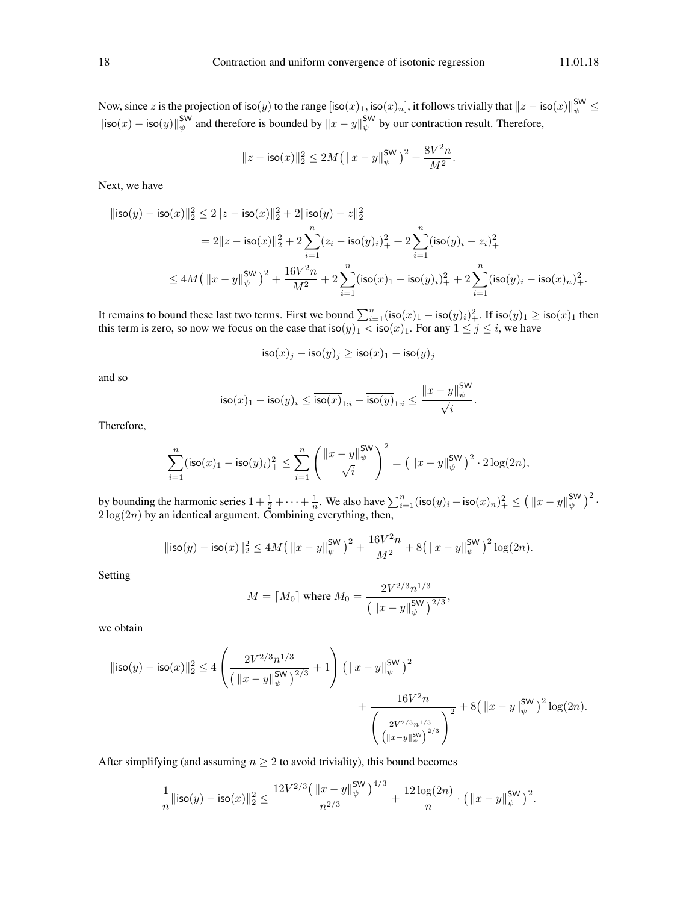Now, since $z$ is the projection of $\mathsf{iso}(y)$ to the range $[\mathsf{iso}(x)_1, \mathsf{iso}(x)_n]$, it follows trivially that $\|z - \mathsf{iso}(x)\|_\psi^{\mathsf{SW}} \leq \|\mathsf{iso}(x) - \mathsf{iso}(y)\|_\psi^{\mathsf{SW}}$ and therefore is bounded by $\|x-y\|_\psi^{\mathsf{SW}}$ by our contraction result. Therefore,

$$\|z - \mathsf{iso}(x)\|_2^2 \leq 2M\big(\|x-y\|_\psi^{\mathsf{SW}}\big)^2 + \frac{8V^2 n}{M^2}.$$

Next, we have

$$\begin{aligned}
\|\mathsf{iso}(y) - \mathsf{iso}(x)\|_2^2 &\leq 2\|z - \mathsf{iso}(x)\|_2^2 + 2\|\mathsf{iso}(y) - z\|_2^2 \\
&= 2\|z - \mathsf{iso}(x)\|_2^2 + 2\sum_{i=1}^n (z_i - \mathsf{iso}(y)_i)_+^2 + 2\sum_{i=1}^n (\mathsf{iso}(y)_i - z_i)_+^2 \\
&\leq 4M\big(\|x-y\|_\psi^{\mathsf{SW}}\big)^2 + \frac{16V^2 n}{M^2} + 2\sum_{i=1}^n (\mathsf{iso}(x)_1 - \mathsf{iso}(y)_i)_+^2 + 2\sum_{i=1}^n (\mathsf{iso}(y)_i - \mathsf{iso}(x)_n)_+^2.
\end{aligned}$$

It remains to bound these last two terms. First we bound $\sum_{i=1}^n (\mathsf{iso}(x)_1 - \mathsf{iso}(y)_i)_+^2$. If $\mathsf{iso}(y)_1 \geq \mathsf{iso}(x)_1$ then this term is zero, so now we focus on the case that $\mathsf{iso}(y)_1 < \mathsf{iso}(x)_1$. For any $1 \leq j \leq i$, we have

$$\mathsf{iso}(x)_j - \mathsf{iso}(y)_j \geq \mathsf{iso}(x)_1 - \mathsf{iso}(y)_j$$

and so

$$\mathsf{iso}(x)_1 - \mathsf{iso}(y)_i \leq \overline{\mathsf{iso}(x)}_{1:i} - \overline{\mathsf{iso}(y)}_{1:i} \leq \frac{\|x-y\|_\psi^{\mathsf{SW}}}{\sqrt{i}}.$$

Therefore,

$$\sum_{i=1}^n (\mathsf{iso}(x)_1 - \mathsf{iso}(y)_i)_+^2 \leq \sum_{i=1}^n \left(\frac{\|x-y\|_\psi^{\mathsf{SW}}}{\sqrt{i}}\right)^2 = \big(\|x-y\|_\psi^{\mathsf{SW}}\big)^2 \cdot 2\log(2n),$$

by bounding the harmonic series $1 + \frac{1}{2} + \cdots + \frac{1}{n}$. We also have $\sum_{i=1}^n (\mathsf{iso}(y)_i - \mathsf{iso}(x)_n)_+^2 \leq \big(\|x-y\|_\psi^{\mathsf{SW}}\big)^2 \cdot 2\log(2n)$ by an identical argument. Combining everything, then,

$$\|\mathsf{iso}(y) - \mathsf{iso}(x)\|_2^2 \leq 4M\big(\|x-y\|_\psi^{\mathsf{SW}}\big)^2 + \frac{16V^2 n}{M^2} + 8\big(\|x-y\|_\psi^{\mathsf{SW}}\big)^2 \log(2n).$$

Setting

$$M = \lceil M_0 \rceil \text{ where } M_0 = \frac{2V^{2/3} n^{1/3}}{\big(\|x-y\|_\psi^{\mathsf{SW}}\big)^{2/3}},$$

we obtain

$$\begin{aligned}
\|\mathsf{iso}(y) - \mathsf{iso}(x)\|_2^2 \leq 4\left(\frac{2V^{2/3} n^{1/3}}{\big(\|x-y\|_\psi^{\mathsf{SW}}\big)^{2/3}} + 1\right)\big(\|x-y\|_\psi^{\mathsf{SW}}\big)^2 \\
+ \frac{16V^2 n}{\left(\frac{2V^{2/3} n^{1/3}}{\big(\|x-y\|_\psi^{\mathsf{SW}}\big)^{2/3}}\right)^2} + 8\big(\|x-y\|_\psi^{\mathsf{SW}}\big)^2 \log(2n).
\end{aligned}$$

After simplifying (and assuming $n \geq 2$ to avoid triviality), this bound becomes

$$\frac{1}{n}\|\mathsf{iso}(y) - \mathsf{iso}(x)\|_2^2 \leq \frac{12V^{2/3}\big(\|x-y\|_\psi^{\mathsf{SW}}\big)^{4/3}}{n^{2/3}} + \frac{12\log(2n)}{n} \cdot \big(\|x-y\|_\psi^{\mathsf{SW}}\big)^2.$$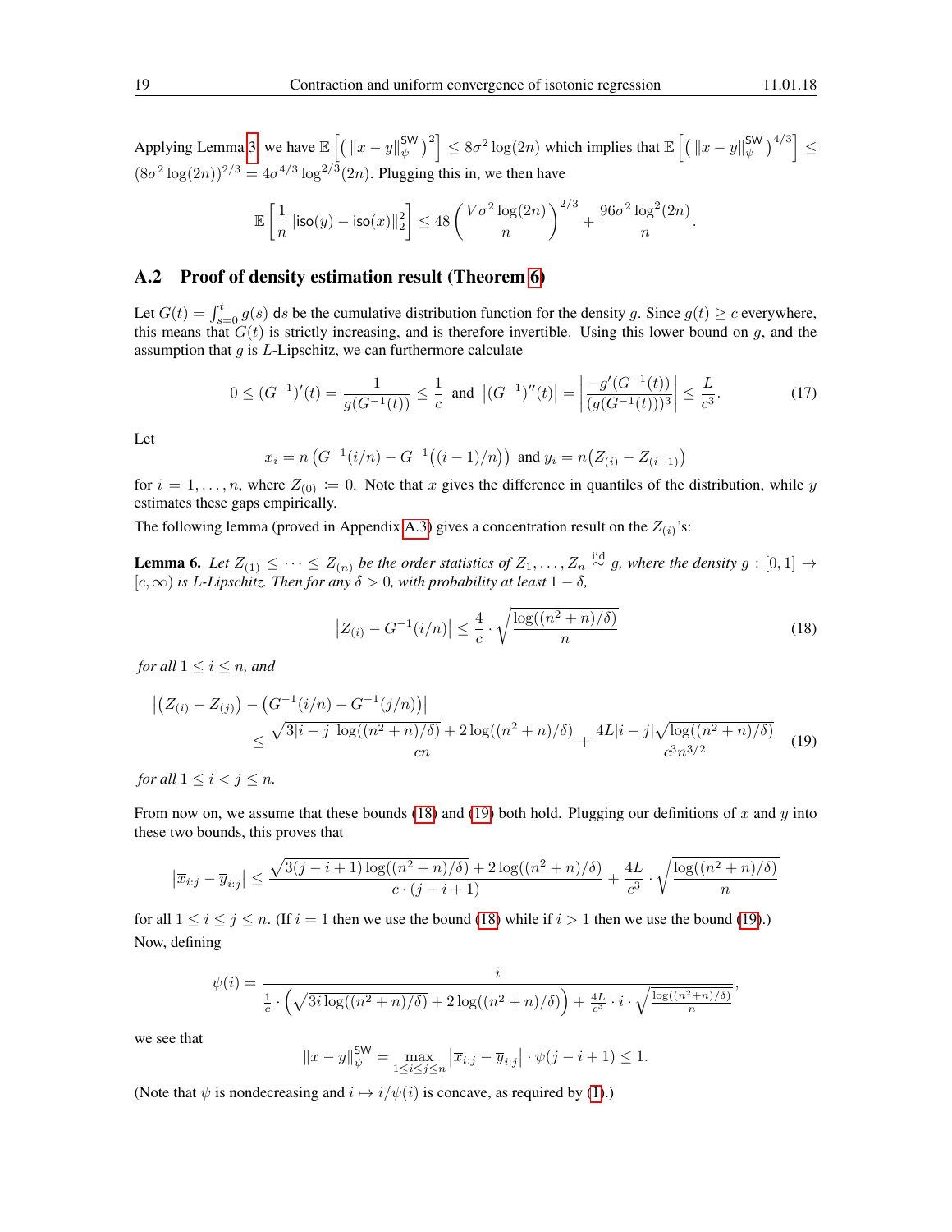Applying Lemma 3, we have $\mathbb{E}\left[\left(\|x-y\|_\psi^{\mathsf{SW}}\right)^2\right] \leq 8\sigma^2\log(2n)$ which implies that $\mathbb{E}\left[\left(\|x-y\|_\psi^{\mathsf{SW}}\right)^{4/3}\right] \leq (8\sigma^2\log(2n))^{2/3} = 4\sigma^{4/3}\log^{2/3}(2n)$. Plugging this in, we then have

$$\mathbb{E}\left[\frac{1}{n}\|\mathsf{iso}(y)-\mathsf{iso}(x)\|_2^2\right] \leq 48\left(\frac{V\sigma^2\log(2n)}{n}\right)^{2/3} + \frac{96\sigma^2\log^2(2n)}{n}.$$

## A.2 Proof of density estimation result (Theorem 6)

Let $G(t) = \int_{s=0}^t g(s)\,\mathsf{d}s$ be the cumulative distribution function for the density $g$. Since $g(t) \geq c$ everywhere, this means that $G(t)$ is strictly increasing, and is therefore invertible. Using this lower bound on $g$, and the assumption that $g$ is $L$-Lipschitz, we can furthermore calculate

$$0 \leq (G^{-1})'(t) = \frac{1}{g(G^{-1}(t))} \leq \frac{1}{c} \text{ and } \left|(G^{-1})''(t)\right| = \left|\frac{-g'(G^{-1}(t))}{(g(G^{-1}(t)))^3}\right| \leq \frac{L}{c^3}. \tag{17}$$

Let

$$x_i = n\left(G^{-1}(i/n) - G^{-1}\big((i-1)/n\big)\right) \text{ and } y_i = n\big(Z_{(i)} - Z_{(i-1)}\big)$$

for $i = 1,\ldots,n$, where $Z_{(0)} \coloneqq 0$. Note that $x$ gives the difference in quantiles of the distribution, while $y$ estimates these gaps empirically.

The following lemma (proved in Appendix A.3) gives a concentration result on the $Z_{(i)}$'s:

**Lemma 6.** *Let $Z_{(1)} \leq \cdots \leq Z_{(n)}$ be the order statistics of $Z_1,\ldots,Z_n \overset{\text{iid}}{\sim} g$, where the density $g : [0,1] \to [c,\infty)$ is $L$-Lipschitz. Then for any $\delta > 0$, with probability at least $1-\delta$,*

$$\left|Z_{(i)} - G^{-1}(i/n)\right| \leq \frac{4}{c}\cdot\sqrt{\frac{\log((n^2+n)/\delta)}{n}} \tag{18}$$

*for all $1 \leq i \leq n$, and*

$$\begin{aligned}\left|\big(Z_{(i)} - Z_{(j)}\big) - \big(G^{-1}(i/n) - G^{-1}(j/n)\big)\right| \\ \leq \frac{\sqrt{3|i-j|\log((n^2+n)/\delta)} + 2\log((n^2+n)/\delta)}{cn} + \frac{4L|i-j|\sqrt{\log((n^2+n)/\delta)}}{c^3 n^{3/2}}\end{aligned} \tag{19}$$

*for all $1 \leq i < j \leq n$.*

From now on, we assume that these bounds (18) and (19) both hold. Plugging our definitions of $x$ and $y$ into these two bounds, this proves that

$$\left|\overline{x}_{i:j} - \overline{y}_{i:j}\right| \leq \frac{\sqrt{3(j-i+1)\log((n^2+n)/\delta)} + 2\log((n^2+n)/\delta)}{c\cdot(j-i+1)} + \frac{4L}{c^3}\cdot\sqrt{\frac{\log((n^2+n)/\delta)}{n}}$$

for all $1 \leq i \leq j \leq n$. (If $i = 1$ then we use the bound (18) while if $i > 1$ then we use the bound (19).)

Now, defining

$$\psi(i) = \frac{i}{\frac{1}{c}\cdot\left(\sqrt{3i\log((n^2+n)/\delta)} + 2\log((n^2+n)/\delta)\right) + \frac{4L}{c^3}\cdot i\cdot\sqrt{\frac{\log((n^2+n)/\delta)}{n}}},$$

we see that

$$\|x-y\|_\psi^{\mathsf{SW}} = \max_{1\leq i\leq j\leq n}\left|\overline{x}_{i:j} - \overline{y}_{i:j}\right|\cdot\psi(j-i+1) \leq 1.$$

(Note that $\psi$ is nondecreasing and $i \mapsto i/\psi(i)$ is concave, as required by (1).)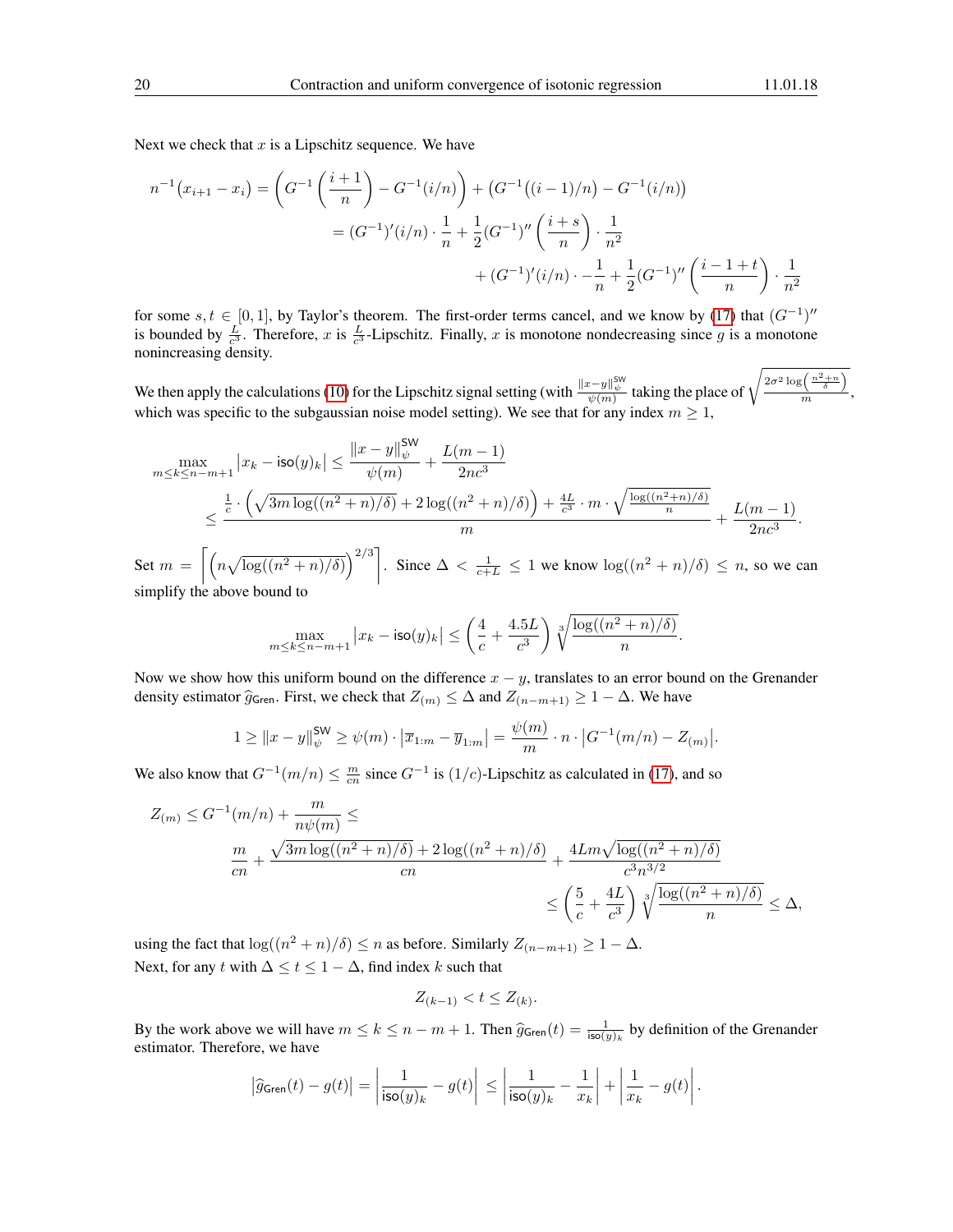Next we check that $x$ is a Lipschitz sequence. We have

$$
\begin{aligned}
n^{-1}\big(x_{i+1} - x_i\big) &= \left(G^{-1}\left(\frac{i+1}{n}\right) - G^{-1}(i/n)\right) + \left(G^{-1}\big((i-1)/n\big) - G^{-1}(i/n)\right) \\
&= (G^{-1})'(i/n) \cdot \frac{1}{n} + \frac{1}{2}(G^{-1})''\left(\frac{i+s}{n}\right) \cdot \frac{1}{n^2} \\
&\qquad + (G^{-1})'(i/n) \cdot -\frac{1}{n} + \frac{1}{2}(G^{-1})''\left(\frac{i-1+t}{n}\right) \cdot \frac{1}{n^2}
\end{aligned}
$$

for some $s, t \in [0,1]$, by Taylor's theorem. The first-order terms cancel, and we know by (17) that $(G^{-1})''$ is bounded by $\frac{L}{c^3}$. Therefore, $x$ is $\frac{L}{c^3}$-Lipschitz. Finally, $x$ is monotone nondecreasing since $g$ is a monotone nonincreasing density.

We then apply the calculations (10) for the Lipschitz signal setting (with $\frac{\|x-y\|_\psi^{\mathsf{SW}}}{\psi(m)}$ taking the place of $\sqrt{\frac{2\sigma^2 \log\left(\frac{n^2+n}{\delta}\right)}{m}}$, which was specific to the subgaussian noise model setting). We see that for any index $m \geq 1$,

$$
\begin{aligned}
\max_{m \leq k \leq n-m+1} \big|x_k - \mathsf{iso}(y)_k\big| &\leq \frac{\|x-y\|_\psi^{\mathsf{SW}}}{\psi(m)} + \frac{L(m-1)}{2nc^3} \\
&\leq \frac{\frac{1}{c} \cdot \left(\sqrt{3m\log((n^2+n)/\delta)} + 2\log((n^2+n)/\delta)\right) + \frac{4L}{c^3} \cdot m \cdot \sqrt{\frac{\log((n^2+n)/\delta)}{n}}}{m} + \frac{L(m-1)}{2nc^3}.
\end{aligned}
$$

Set $m = \left\lceil \left(n\sqrt{\log((n^2+n)/\delta)}\right)^{2/3}\right\rceil$. Since $\Delta < \frac{1}{c+L} \leq 1$ we know $\log((n^2+n)/\delta) \leq n$, so we can simplify the above bound to

$$
\max_{m \leq k \leq n-m+1} \big|x_k - \mathsf{iso}(y)_k\big| \leq \left(\frac{4}{c} + \frac{4.5L}{c^3}\right)\sqrt[3]{\frac{\log((n^2+n)/\delta)}{n}}.
$$

Now we show how this uniform bound on the difference $x - y$, translates to an error bound on the Grenander density estimator $\widehat{g}_{\mathsf{Gren}}$. First, we check that $Z_{(m)} \leq \Delta$ and $Z_{(n-m+1)} \geq 1-\Delta$. We have

$$
1 \geq \|x-y\|_\psi^{\mathsf{SW}} \geq \psi(m) \cdot \big|\overline{x}_{1:m} - \overline{y}_{1:m}\big| = \frac{\psi(m)}{m} \cdot n \cdot \big|G^{-1}(m/n) - Z_{(m)}\big|.
$$

We also know that $G^{-1}(m/n) \leq \frac{m}{cn}$ since $G^{-1}$ is $(1/c)$-Lipschitz as calculated in (17), and so

$$
\begin{aligned}
Z_{(m)} &\leq G^{-1}(m/n) + \frac{m}{n\psi(m)} \leq \\
&\frac{m}{cn} + \frac{\sqrt{3m\log((n^2+n)/\delta)} + 2\log((n^2+n)/\delta)}{cn} + \frac{4Lm\sqrt{\log((n^2+n)/\delta)}}{c^3 n^{3/2}} \\
&\leq \left(\frac{5}{c} + \frac{4L}{c^3}\right)\sqrt[3]{\frac{\log((n^2+n)/\delta)}{n}} \leq \Delta,
\end{aligned}
$$

using the fact that $\log((n^2+n)/\delta) \leq n$ as before. Similarly $Z_{(n-m+1)} \geq 1-\Delta$.
Next, for any $t$ with $\Delta \leq t \leq 1-\Delta$, find index $k$ such that

$$
Z_{(k-1)} < t \leq Z_{(k)}.
$$

By the work above we will have $m \leq k \leq n-m+1$. Then $\widehat{g}_{\mathsf{Gren}}(t) = \frac{1}{\mathsf{iso}(y)_k}$ by definition of the Grenander estimator. Therefore, we have

$$
\big|\widehat{g}_{\mathsf{Gren}}(t) - g(t)\big| = \left|\frac{1}{\mathsf{iso}(y)_k} - g(t)\right| \leq \left|\frac{1}{\mathsf{iso}(y)_k} - \frac{1}{x_k}\right| + \left|\frac{1}{x_k} - g(t)\right|.
$$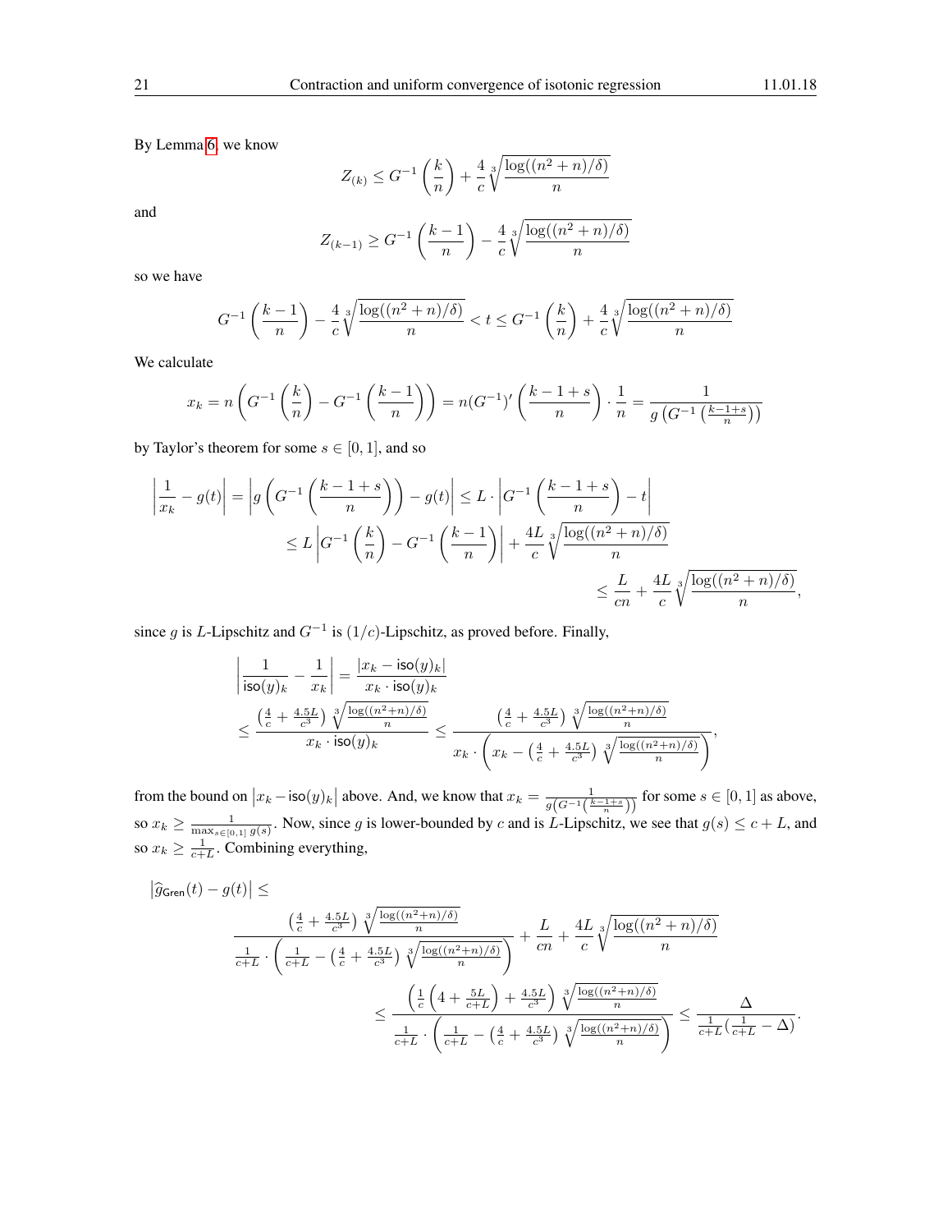By Lemma 6, we know

$$Z_{(k)} \leq G^{-1}\left(\frac{k}{n}\right) + \frac{4}{c}\sqrt[3]{\frac{\log((n^2+n)/\delta)}{n}}$$

and

$$Z_{(k-1)} \geq G^{-1}\left(\frac{k-1}{n}\right) - \frac{4}{c}\sqrt[3]{\frac{\log((n^2+n)/\delta)}{n}}$$

so we have

$$G^{-1}\left(\frac{k-1}{n}\right) - \frac{4}{c}\sqrt[3]{\frac{\log((n^2+n)/\delta)}{n}} < t \leq G^{-1}\left(\frac{k}{n}\right) + \frac{4}{c}\sqrt[3]{\frac{\log((n^2+n)/\delta)}{n}}$$

We calculate

$$x_k = n\left(G^{-1}\left(\frac{k}{n}\right) - G^{-1}\left(\frac{k-1}{n}\right)\right) = n(G^{-1})'\left(\frac{k-1+s}{n}\right)\cdot\frac{1}{n} = \frac{1}{g\left(G^{-1}\left(\frac{k-1+s}{n}\right)\right)}$$

by Taylor's theorem for some $s \in [0,1]$, and so

$$\begin{aligned}
\left|\frac{1}{x_k} - g(t)\right| &= \left|g\left(G^{-1}\left(\frac{k-1+s}{n}\right)\right) - g(t)\right| \leq L \cdot \left|G^{-1}\left(\frac{k-1+s}{n}\right) - t\right| \\
&\leq L\left|G^{-1}\left(\frac{k}{n}\right) - G^{-1}\left(\frac{k-1}{n}\right)\right| + \frac{4L}{c}\sqrt[3]{\frac{\log((n^2+n)/\delta)}{n}} \\
&\leq \frac{L}{cn} + \frac{4L}{c}\sqrt[3]{\frac{\log((n^2+n)/\delta)}{n}},
\end{aligned}$$

since $g$ is $L$-Lipschitz and $G^{-1}$ is $(1/c)$-Lipschitz, as proved before. Finally,

$$\begin{aligned}
\left|\frac{1}{\mathsf{iso}(y)_k} - \frac{1}{x_k}\right| &= \frac{|x_k - \mathsf{iso}(y)_k|}{x_k \cdot \mathsf{iso}(y)_k} \\
&\leq \frac{\left(\frac{4}{c} + \frac{4.5L}{c^3}\right)\sqrt[3]{\frac{\log((n^2+n)/\delta)}{n}}}{x_k \cdot \mathsf{iso}(y)_k} \leq \frac{\left(\frac{4}{c} + \frac{4.5L}{c^3}\right)\sqrt[3]{\frac{\log((n^2+n)/\delta)}{n}}}{x_k \cdot \left(x_k - \left(\frac{4}{c} + \frac{4.5L}{c^3}\right)\sqrt[3]{\frac{\log((n^2+n)/\delta)}{n}}\right)},
\end{aligned}$$

from the bound on $|x_k - \mathsf{iso}(y)_k|$ above. And, we know that $x_k = \frac{1}{g\left(G^{-1}\left(\frac{k-1+s}{n}\right)\right)}$ for some $s \in [0,1]$ as above, so $x_k \geq \frac{1}{\max_{s\in[0,1]} g(s)}$. Now, since $g$ is lower-bounded by $c$ and is $L$-Lipschitz, we see that $g(s) \leq c + L$, and so $x_k \geq \frac{1}{c+L}$. Combining everything,

$$\begin{aligned}
&\left|\widehat{g}_{\mathsf{Gren}}(t) - g(t)\right| \leq \\
&\qquad \frac{\left(\frac{4}{c} + \frac{4.5L}{c^3}\right)\sqrt[3]{\frac{\log((n^2+n)/\delta)}{n}}}{\frac{1}{c+L}\cdot\left(\frac{1}{c+L} - \left(\frac{4}{c} + \frac{4.5L}{c^3}\right)\sqrt[3]{\frac{\log((n^2+n)/\delta)}{n}}\right)} + \frac{L}{cn} + \frac{4L}{c}\sqrt[3]{\frac{\log((n^2+n)/\delta)}{n}} \\
&\qquad\qquad \leq \frac{\left(\frac{1}{c}\left(4 + \frac{5L}{c+L}\right) + \frac{4.5L}{c^3}\right)\sqrt[3]{\frac{\log((n^2+n)/\delta)}{n}}}{\frac{1}{c+L}\cdot\left(\frac{1}{c+L} - \left(\frac{4}{c} + \frac{4.5L}{c^3}\right)\sqrt[3]{\frac{\log((n^2+n)/\delta)}{n}}\right)} \leq \frac{\Delta}{\frac{1}{c+L}\left(\frac{1}{c+L} - \Delta\right)}.
\end{aligned}$$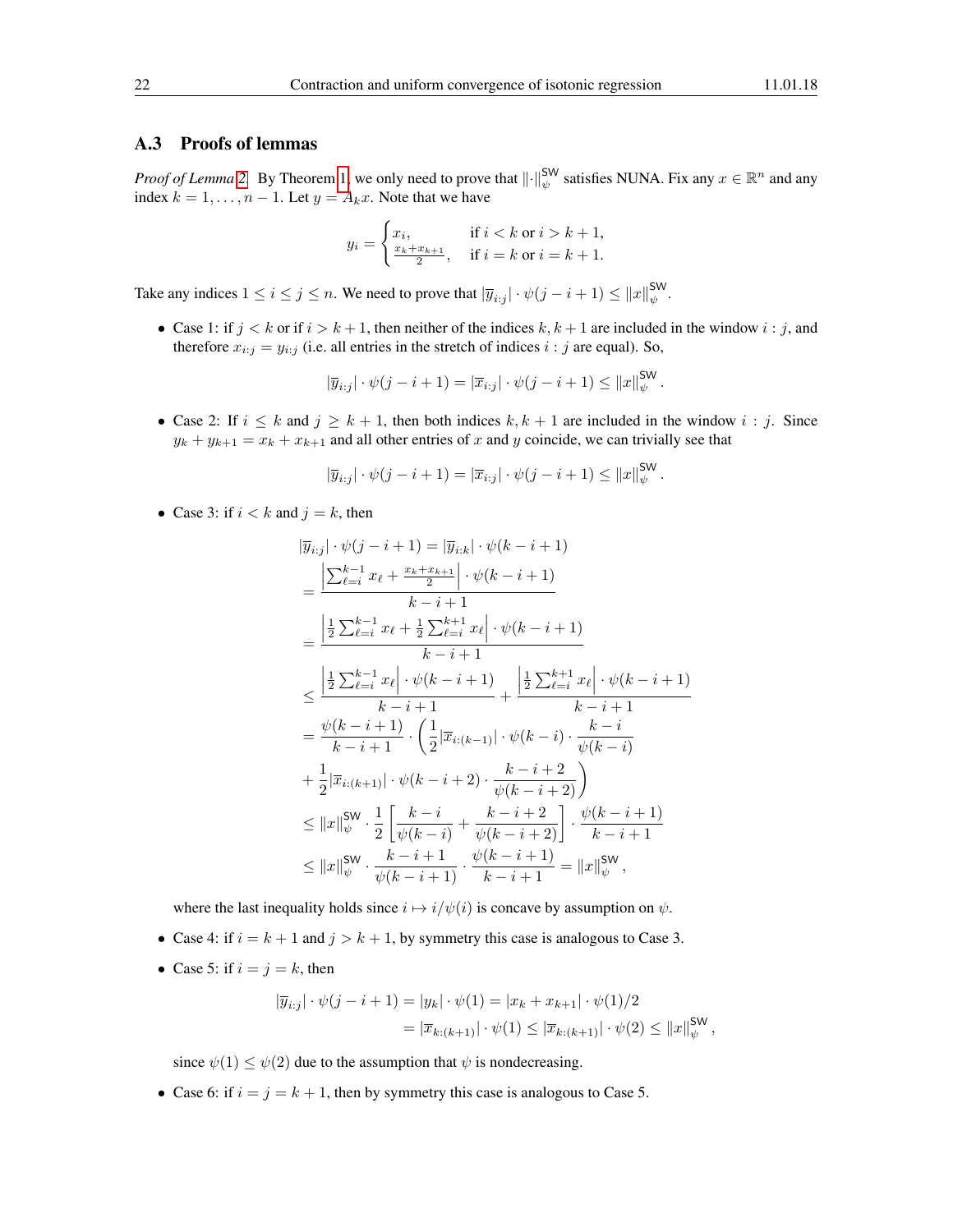### A.3 Proofs of lemmas

*Proof of Lemma 2.* By Theorem 1, we only need to prove that $\|\cdot\|^{\mathsf{SW}}_{\psi}$ satisfies NUNA. Fix any $x \in \mathbb{R}^n$ and any index $k = 1, \ldots, n-1$. Let $y = A_k x$. Note that we have

$$y_i = \begin{cases} x_i, & \text{if } i < k \text{ or } i > k+1, \\ \frac{x_k + x_{k+1}}{2}, & \text{if } i = k \text{ or } i = k+1. \end{cases}$$

Take any indices $1 \leq i \leq j \leq n$. We need to prove that $|\overline{y}_{i:j}| \cdot \psi(j-i+1) \leq \|x\|^{\mathsf{SW}}_{\psi}$.

- Case 1: if $j < k$ or if $i > k+1$, then neither of the indices $k, k+1$ are included in the window $i:j$, and therefore $x_{i:j} = y_{i:j}$ (i.e. all entries in the stretch of indices $i:j$ are equal). So,

$$|\overline{y}_{i:j}| \cdot \psi(j-i+1) = |\overline{x}_{i:j}| \cdot \psi(j-i+1) \leq \|x\|^{\mathsf{SW}}_{\psi}.$$

- Case 2: If $i \leq k$ and $j \geq k+1$, then both indices $k, k+1$ are included in the window $i:j$. Since $y_k + y_{k+1} = x_k + x_{k+1}$ and all other entries of $x$ and $y$ coincide, we can trivially see that

$$|\overline{y}_{i:j}| \cdot \psi(j-i+1) = |\overline{x}_{i:j}| \cdot \psi(j-i+1) \leq \|x\|^{\mathsf{SW}}_{\psi}.$$

- Case 3: if $i < k$ and $j = k$, then

$$\begin{aligned}
|\overline{y}_{i:j}| \cdot \psi(j-i+1) &= |\overline{y}_{i:k}| \cdot \psi(k-i+1) \\
&= \frac{\left|\sum_{\ell=i}^{k-1} x_\ell + \frac{x_k + x_{k+1}}{2}\right| \cdot \psi(k-i+1)}{k-i+1} \\
&= \frac{\left|\frac{1}{2}\sum_{\ell=i}^{k-1} x_\ell + \frac{1}{2}\sum_{\ell=i}^{k+1} x_\ell\right| \cdot \psi(k-i+1)}{k-i+1} \\
&\leq \frac{\left|\frac{1}{2}\sum_{\ell=i}^{k-1} x_\ell\right| \cdot \psi(k-i+1)}{k-i+1} + \frac{\left|\frac{1}{2}\sum_{\ell=i}^{k+1} x_\ell\right| \cdot \psi(k-i+1)}{k-i+1} \\
&= \frac{\psi(k-i+1)}{k-i+1} \cdot \left(\frac{1}{2}|\overline{x}_{i:(k-1)}| \cdot \psi(k-i) \cdot \frac{k-i}{\psi(k-i)}\right. \\
&\quad \left. + \frac{1}{2}|\overline{x}_{i:(k+1)}| \cdot \psi(k-i+2) \cdot \frac{k-i+2}{\psi(k-i+2)}\right) \\
&\leq \|x\|^{\mathsf{SW}}_{\psi} \cdot \frac{1}{2}\left[\frac{k-i}{\psi(k-i)} + \frac{k-i+2}{\psi(k-i+2)}\right] \cdot \frac{\psi(k-i+1)}{k-i+1} \\
&\leq \|x\|^{\mathsf{SW}}_{\psi} \cdot \frac{k-i+1}{\psi(k-i+1)} \cdot \frac{\psi(k-i+1)}{k-i+1} = \|x\|^{\mathsf{SW}}_{\psi},
\end{aligned}$$

  where the last inequality holds since $i \mapsto i/\psi(i)$ is concave by assumption on $\psi$.

- Case 4: if $i = k+1$ and $j > k+1$, by symmetry this case is analogous to Case 3.

- Case 5: if $i = j = k$, then

$$\begin{aligned}
|\overline{y}_{i:j}| \cdot \psi(j-i+1) &= |y_k| \cdot \psi(1) = |x_k + x_{k+1}| \cdot \psi(1)/2 \\
&= |\overline{x}_{k:(k+1)}| \cdot \psi(1) \leq |\overline{x}_{k:(k+1)}| \cdot \psi(2) \leq \|x\|^{\mathsf{SW}}_{\psi},
\end{aligned}$$

  since $\psi(1) \leq \psi(2)$ due to the assumption that $\psi$ is nondecreasing.

- Case 6: if $i = j = k+1$, then by symmetry this case is analogous to Case 5.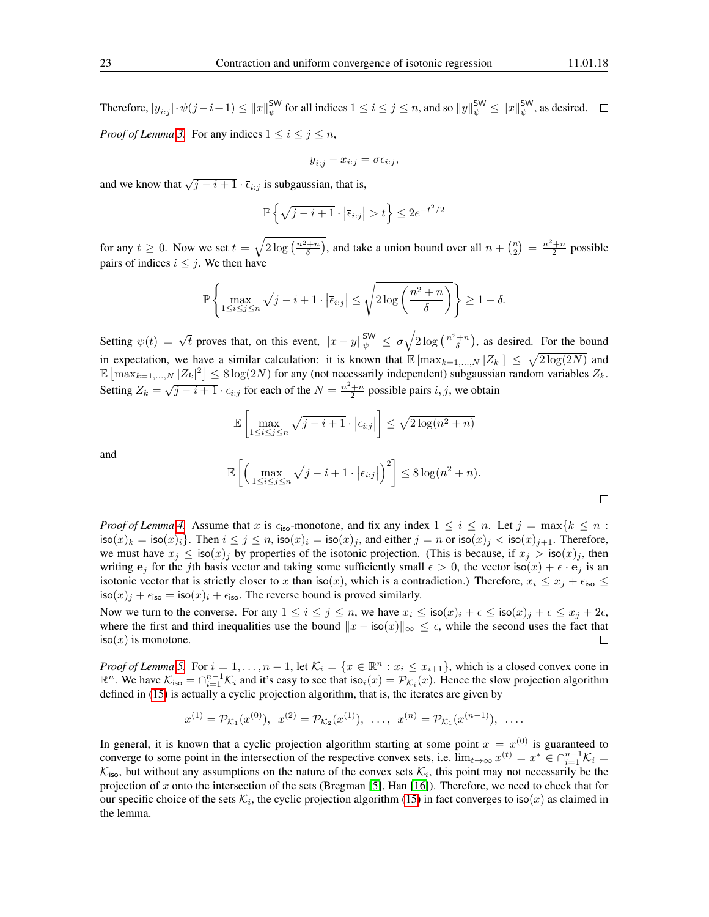Therefore, $|\overline{y}_{i:j}| \cdot \psi(j-i+1) \leq \|x\|_\psi^{\mathsf{SW}}$ for all indices $1 \leq i \leq j \leq n$, and so $\|y\|_\psi^{\mathsf{SW}} \leq \|x\|_\psi^{\mathsf{SW}}$, as desired. $\square$

*Proof of Lemma 3.* For any indices $1 \leq i \leq j \leq n$,

$$\overline{y}_{i:j} - \overline{x}_{i:j} = \sigma \overline{\epsilon}_{i:j},$$

and we know that $\sqrt{j-i+1} \cdot \overline{\epsilon}_{i:j}$ is subgaussian, that is,

$$\mathbb{P}\left\{ \sqrt{j-i+1} \cdot \left|\overline{\epsilon}_{i:j}\right| > t \right\} \leq 2e^{-t^2/2}$$

for any $t \geq 0$. Now we set $t = \sqrt{2\log\left(\frac{n^2+n}{\delta}\right)}$, and take a union bound over all $n + \binom{n}{2} = \frac{n^2+n}{2}$ possible pairs of indices $i \leq j$. We then have

$$\mathbb{P}\left\{ \max_{1 \leq i \leq j \leq n} \sqrt{j-i+1} \cdot \left|\overline{\epsilon}_{i:j}\right| \leq \sqrt{2\log\left(\frac{n^2+n}{\delta}\right)} \right\} \geq 1 - \delta.$$

Setting $\psi(t) = \sqrt{t}$ proves that, on this event, $\|x - y\|_\psi^{\mathsf{SW}} \leq \sigma\sqrt{2\log\left(\frac{n^2+n}{\delta}\right)}$, as desired. For the bound in expectation, we have a similar calculation: it is known that $\mathbb{E}\left[\max_{k=1,\dots,N} |Z_k|\right] \leq \sqrt{2\log(2N)}$ and $\mathbb{E}\left[\max_{k=1,\dots,N} |Z_k|^2\right] \leq 8\log(2N)$ for any (not necessarily independent) subgaussian random variables $Z_k$. Setting $Z_k = \sqrt{j-i+1} \cdot \overline{\epsilon}_{i:j}$ for each of the $N = \frac{n^2+n}{2}$ possible pairs $i, j$, we obtain

$$\mathbb{E}\left[ \max_{1 \leq i \leq j \leq n} \sqrt{j-i+1} \cdot \left|\overline{\epsilon}_{i:j}\right| \right] \leq \sqrt{2\log(n^2+n)}$$

and

$$\mathbb{E}\left[ \Big( \max_{1 \leq i \leq j \leq n} \sqrt{j-i+1} \cdot \left|\overline{\epsilon}_{i:j}\right| \Big)^2 \right] \leq 8\log(n^2+n).$$

$\square$

*Proof of Lemma 4.* Assume that $x$ is $\epsilon_{\mathsf{iso}}$-monotone, and fix any index $1 \leq i \leq n$. Let $j = \max\{k \leq n : \mathsf{iso}(x)_k = \mathsf{iso}(x)_i\}$. Then $i \leq j \leq n$, $\mathsf{iso}(x)_i = \mathsf{iso}(x)_j$, and either $j = n$ or $\mathsf{iso}(x)_j < \mathsf{iso}(x)_{j+1}$. Therefore, we must have $x_j \leq \mathsf{iso}(x)_j$ by properties of the isotonic projection. (This is because, if $x_j > \mathsf{iso}(x)_j$, then writing $\mathbf{e}_j$ for the $j$th basis vector and taking some sufficiently small $\epsilon > 0$, the vector $\mathsf{iso}(x) + \epsilon \cdot \mathbf{e}_j$ is an isotonic vector that is strictly closer to $x$ than $\mathsf{iso}(x)$, which is a contradiction.) Therefore, $x_i \leq x_j + \epsilon_{\mathsf{iso}} \leq \mathsf{iso}(x)_j + \epsilon_{\mathsf{iso}} = \mathsf{iso}(x)_i + \epsilon_{\mathsf{iso}}$. The reverse bound is proved similarly.

Now we turn to the converse. For any $1 \leq i \leq j \leq n$, we have $x_i \leq \mathsf{iso}(x)_i + \epsilon \leq \mathsf{iso}(x)_j + \epsilon \leq x_j + 2\epsilon$, where the first and third inequalities use the bound $\|x - \mathsf{iso}(x)\|_\infty \leq \epsilon$, while the second uses the fact that $\mathsf{iso}(x)$ is monotone. $\square$

*Proof of Lemma 5.* For $i = 1, \dots, n-1$, let $\mathcal{K}_i = \{x \in \mathbb{R}^n : x_i \leq x_{i+1}\}$, which is a closed convex cone in $\mathbb{R}^n$. We have $\mathcal{K}_{\mathsf{iso}} = \cap_{i=1}^{n-1} \mathcal{K}_i$ and it's easy to see that $\mathsf{iso}_i(x) = \mathcal{P}_{\mathcal{K}_i}(x)$. Hence the slow projection algorithm defined in (15) is actually a cyclic projection algorithm, that is, the iterates are given by

$$x^{(1)} = \mathcal{P}_{\mathcal{K}_1}(x^{(0)}),\ \ x^{(2)} = \mathcal{P}_{\mathcal{K}_2}(x^{(1)}),\ \ \dots,\ \ x^{(n)} = \mathcal{P}_{\mathcal{K}_1}(x^{(n-1)}),\ \ \dots.$$

In general, it is known that a cyclic projection algorithm starting at some point $x = x^{(0)}$ is guaranteed to converge to some point in the intersection of the respective convex sets, i.e. $\lim_{t\to\infty} x^{(t)} = x^* \in \cap_{i=1}^{n-1}\mathcal{K}_i = \mathcal{K}_{\mathsf{iso}}$, but without any assumptions on the nature of the convex sets $\mathcal{K}_i$, this point may not necessarily be the projection of $x$ onto the intersection of the sets (Bregman [5], Han [16]). Therefore, we need to check that for our specific choice of the sets $\mathcal{K}_i$, the cyclic projection algorithm (15) in fact converges to $\mathsf{iso}(x)$ as claimed in the lemma.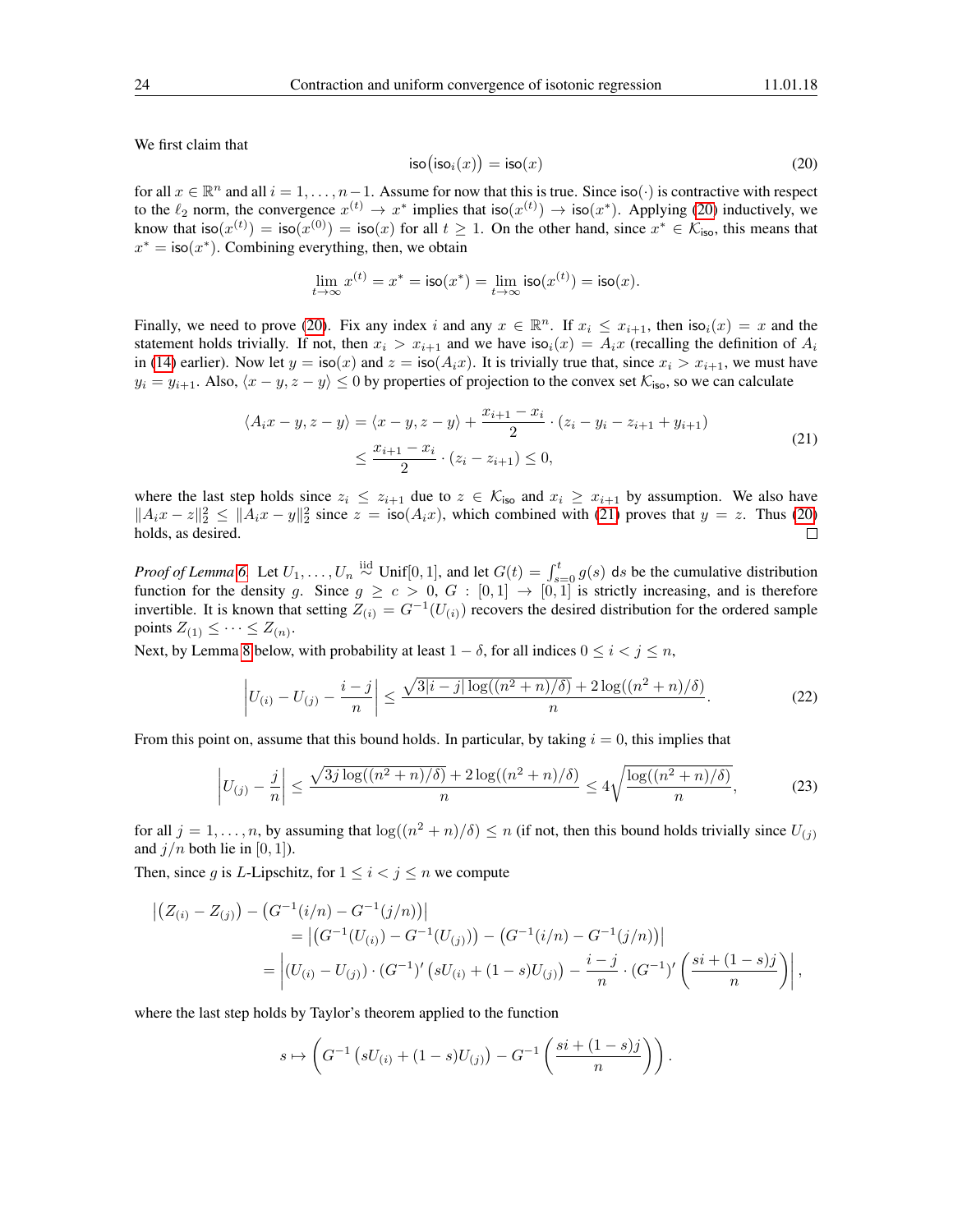We first claim that

$$\mathsf{iso}\big(\mathsf{iso}_i(x)\big) = \mathsf{iso}(x) \tag{20}$$

for all $x \in \mathbb{R}^n$ and all $i = 1, \dots, n-1$. Assume for now that this is true. Since $\mathsf{iso}(\cdot)$ is contractive with respect to the $\ell_2$ norm, the convergence $x^{(t)} \to x^*$ implies that $\mathsf{iso}(x^{(t)}) \to \mathsf{iso}(x^*)$. Applying (20) inductively, we know that $\mathsf{iso}(x^{(t)}) = \mathsf{iso}(x^{(0)}) = \mathsf{iso}(x)$ for all $t \geq 1$. On the other hand, since $x^* \in \mathcal{K}_{\mathsf{iso}}$, this means that $x^* = \mathsf{iso}(x^*)$. Combining everything, then, we obtain

$$\lim_{t\to\infty} x^{(t)} = x^* = \mathsf{iso}(x^*) = \lim_{t\to\infty} \mathsf{iso}(x^{(t)}) = \mathsf{iso}(x).$$

Finally, we need to prove (20). Fix any index $i$ and any $x \in \mathbb{R}^n$. If $x_i \leq x_{i+1}$, then $\mathsf{iso}_i(x) = x$ and the statement holds trivially. If not, then $x_i > x_{i+1}$ and we have $\mathsf{iso}_i(x) = A_i x$ (recalling the definition of $A_i$ in (14) earlier). Now let $y = \mathsf{iso}(x)$ and $z = \mathsf{iso}(A_i x)$. It is trivially true that, since $x_i > x_{i+1}$, we must have $y_i = y_{i+1}$. Also, $\langle x - y, z - y\rangle \leq 0$ by properties of projection to the convex set $\mathcal{K}_{\mathsf{iso}}$, so we can calculate

$$\begin{aligned}\langle A_i x - y, z - y\rangle &= \langle x - y, z - y\rangle + \frac{x_{i+1} - x_i}{2} \cdot (z_i - y_i - z_{i+1} + y_{i+1}) \\ &\leq \frac{x_{i+1} - x_i}{2} \cdot (z_i - z_{i+1}) \leq 0,\end{aligned} \tag{21}$$

where the last step holds since $z_i \leq z_{i+1}$ due to $z \in \mathcal{K}_{\mathsf{iso}}$ and $x_i \geq x_{i+1}$ by assumption. We also have $\|A_i x - z\|_2^2 \leq \|A_i x - y\|_2^2$ since $z = \mathsf{iso}(A_i x)$, which combined with (21) proves that $y = z$. Thus (20) holds, as desired. $\square$

*Proof of Lemma 6.* Let $U_1, \dots, U_n \stackrel{\text{iid}}{\sim} \text{Unif}[0,1]$, and let $G(t) = \int_{s=0}^{t} g(s)\, \mathsf{d}s$ be the cumulative distribution function for the density $g$. Since $g \geq c > 0$, $G : [0,1] \to [0,1]$ is strictly increasing, and is therefore invertible. It is known that setting $Z_{(i)} = G^{-1}(U_{(i)})$ recovers the desired distribution for the ordered sample points $Z_{(1)} \leq \dots \leq Z_{(n)}$.

Next, by Lemma 8 below, with probability at least $1 - \delta$, for all indices $0 \leq i < j \leq n$,

$$\left| U_{(i)} - U_{(j)} - \frac{i-j}{n} \right| \leq \frac{\sqrt{3|i-j|\log((n^2+n)/\delta)} + 2\log((n^2+n)/\delta)}{n}. \tag{22}$$

From this point on, assume that this bound holds. In particular, by taking $i = 0$, this implies that

$$\left| U_{(j)} - \frac{j}{n} \right| \leq \frac{\sqrt{3j\log((n^2+n)/\delta)} + 2\log((n^2+n)/\delta)}{n} \leq 4\sqrt{\frac{\log((n^2+n)/\delta)}{n}}, \tag{23}$$

for all $j = 1, \dots, n$, by assuming that $\log((n^2+n)/\delta) \leq n$ (if not, then this bound holds trivially since $U_{(j)}$ and $j/n$ both lie in $[0,1)$).

Then, since $g$ is $L$-Lipschitz, for $1 \leq i < j \leq n$ we compute

$$\begin{aligned}&\left| \big(Z_{(i)} - Z_{(j)}\big) - \big(G^{-1}(i/n) - G^{-1}(j/n)\big) \right| \\ &\qquad = \left| \big(G^{-1}(U_{(i)}) - G^{-1}(U_{(j)})\big) - \big(G^{-1}(i/n) - G^{-1}(j/n)\big) \right| \\ &\qquad = \left| (U_{(i)} - U_{(j)}) \cdot (G^{-1})'\big(sU_{(i)} + (1-s)U_{(j)}\big) - \frac{i-j}{n} \cdot (G^{-1})'\left(\frac{si + (1-s)j}{n}\right) \right|,\end{aligned}$$

where the last step holds by Taylor's theorem applied to the function

$$s \mapsto \left( G^{-1}\big(sU_{(i)} + (1-s)U_{(j)}\big) - G^{-1}\left(\frac{si + (1-s)j}{n}\right) \right).$$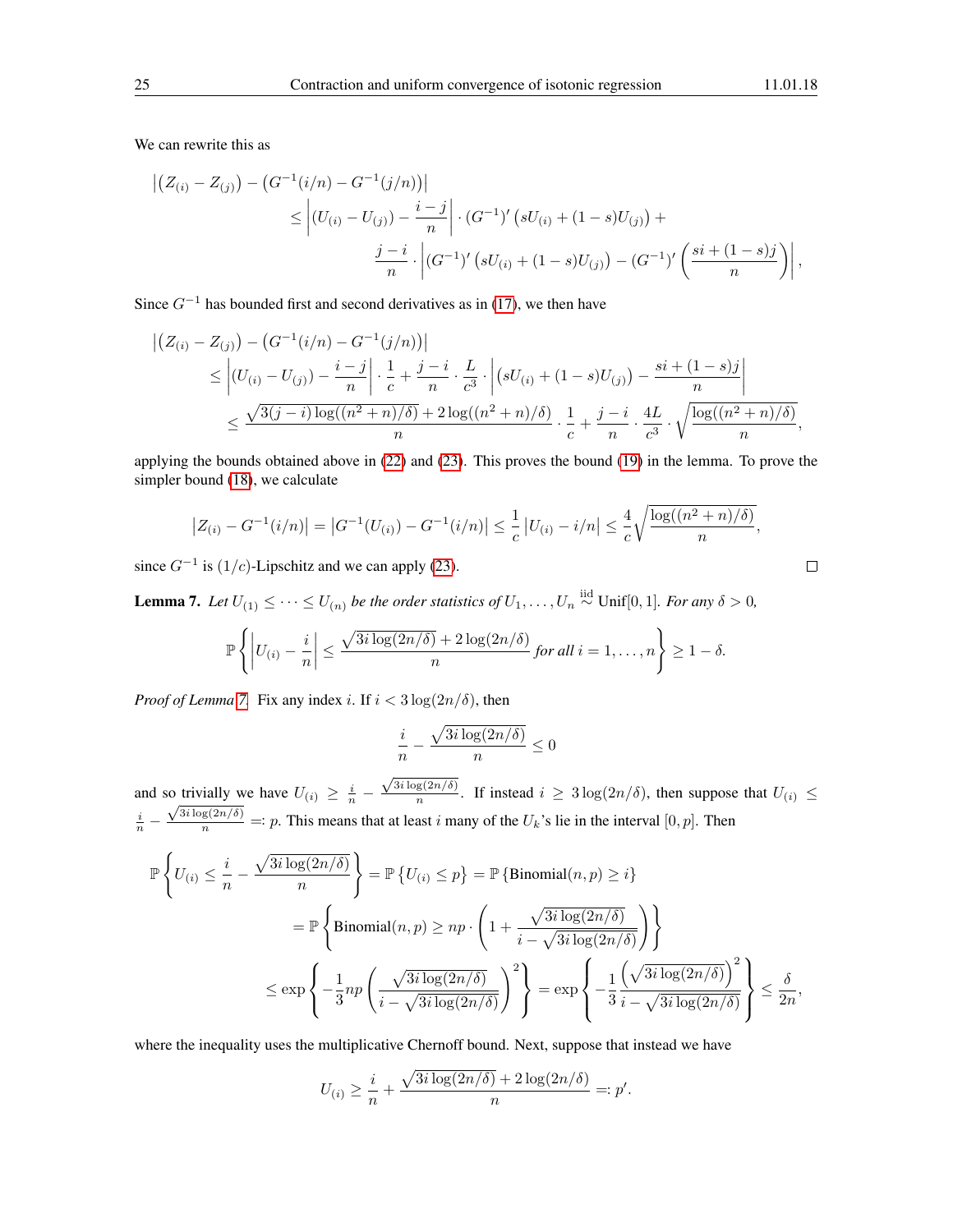We can rewrite this as

$$
\begin{aligned}
&\left|\left(Z_{(i)} - Z_{(j)}\right) - \left(G^{-1}(i/n) - G^{-1}(j/n)\right)\right| \\
&\qquad \leq \left|(U_{(i)} - U_{(j)}) - \frac{i-j}{n}\right| \cdot (G^{-1})'\left(sU_{(i)} + (1-s)U_{(j)}\right) + \\
&\qquad\qquad \frac{j-i}{n} \cdot \left|(G^{-1})'\left(sU_{(i)} + (1-s)U_{(j)}\right) - (G^{-1})'\left(\frac{si + (1-s)j}{n}\right)\right|,
\end{aligned}
$$

Since $G^{-1}$ has bounded first and second derivatives as in (17), we then have

$$
\begin{aligned}
&\left|\left(Z_{(i)} - Z_{(j)}\right) - \left(G^{-1}(i/n) - G^{-1}(j/n)\right)\right| \\
&\quad \leq \left|(U_{(i)} - U_{(j)}) - \frac{i-j}{n}\right| \cdot \frac{1}{c} + \frac{j-i}{n} \cdot \frac{L}{c^3} \cdot \left|\left(sU_{(i)} + (1-s)U_{(j)}\right) - \frac{si + (1-s)j}{n}\right| \\
&\quad \leq \frac{\sqrt{3(j-i)\log((n^2+n)/\delta)} + 2\log((n^2+n)/\delta)}{n} \cdot \frac{1}{c} + \frac{j-i}{n} \cdot \frac{4L}{c^3} \cdot \sqrt{\frac{\log((n^2+n)/\delta)}{n}},
\end{aligned}
$$

applying the bounds obtained above in (22) and (23). This proves the bound (19) in the lemma. To prove the simpler bound (18), we calculate

$$
\left|Z_{(i)} - G^{-1}(i/n)\right| = \left|G^{-1}(U_{(i)}) - G^{-1}(i/n)\right| \leq \frac{1}{c}\left|U_{(i)} - i/n\right| \leq \frac{4}{c}\sqrt{\frac{\log((n^2+n)/\delta)}{n}},
$$

since $G^{-1}$ is $(1/c)$-Lipschitz and we can apply (23). □

**Lemma 7.** *Let $U_{(1)} \leq \cdots \leq U_{(n)}$ be the order statistics of $U_1, \ldots, U_n \overset{\text{iid}}{\sim} \text{Unif}[0,1]$. For any $\delta > 0$,*

$$
\mathbb{P}\left\{\left|U_{(i)} - \frac{i}{n}\right| \leq \frac{\sqrt{3i\log(2n/\delta)} + 2\log(2n/\delta)}{n} \text{ for all } i = 1, \ldots, n\right\} \geq 1 - \delta.
$$

*Proof of Lemma 7.* Fix any index $i$. If $i < 3\log(2n/\delta)$, then

$$
\frac{i}{n} - \frac{\sqrt{3i\log(2n/\delta)}}{n} \leq 0
$$

and so trivially we have $U_{(i)} \geq \frac{i}{n} - \frac{\sqrt{3i\log(2n/\delta)}}{n}$. If instead $i \geq 3\log(2n/\delta)$, then suppose that $U_{(i)} \leq \frac{i}{n} - \frac{\sqrt{3i\log(2n/\delta)}}{n} =: p$. This means that at least $i$ many of the $U_k$'s lie in the interval $[0, p]$. Then

$$
\begin{aligned}
\mathbb{P}\left\{U_{(i)} \leq \frac{i}{n} - \frac{\sqrt{3i\log(2n/\delta)}}{n}\right\} &= \mathbb{P}\left\{U_{(i)} \leq p\right\} = \mathbb{P}\left\{\text{Binomial}(n,p) \geq i\right\} \\
&= \mathbb{P}\left\{\text{Binomial}(n,p) \geq np \cdot \left(1 + \frac{\sqrt{3i\log(2n/\delta)}}{i - \sqrt{3i\log(2n/\delta)}}\right)\right\} \\
&\leq \exp\left\{-\frac{1}{3}np\left(\frac{\sqrt{3i\log(2n/\delta)}}{i - \sqrt{3i\log(2n/\delta)}}\right)^2\right\} = \exp\left\{-\frac{1}{3}\frac{\left(\sqrt{3i\log(2n/\delta)}\right)^2}{i - \sqrt{3i\log(2n/\delta)}}\right\} \leq \frac{\delta}{2n},
\end{aligned}
$$

where the inequality uses the multiplicative Chernoff bound. Next, suppose that instead we have

$$
U_{(i)} \geq \frac{i}{n} + \frac{\sqrt{3i\log(2n/\delta)} + 2\log(2n/\delta)}{n} =: p'.
$$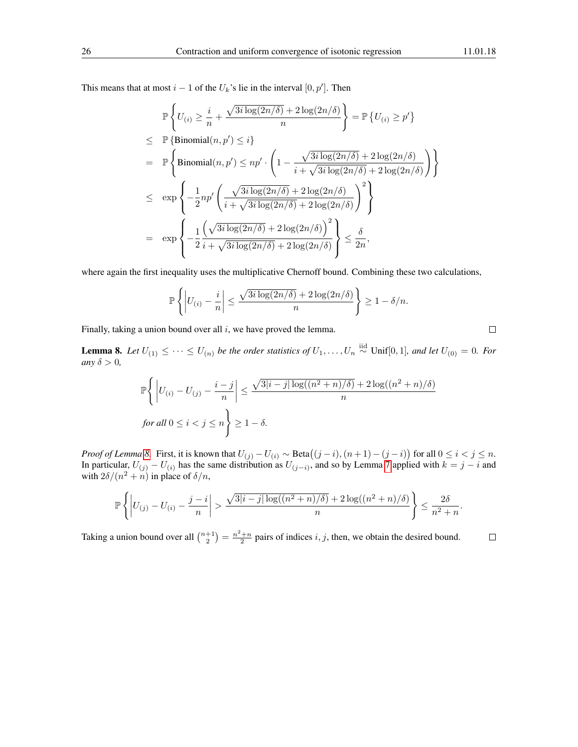This means that at most $i-1$ of the $U_k$'s lie in the interval $[0, p']$. Then

$$
\begin{aligned}
&\mathbb{P}\left\{U_{(i)} \geq \frac{i}{n} + \frac{\sqrt{3i\log(2n/\delta)} + 2\log(2n/\delta)}{n}\right\} = \mathbb{P}\left\{U_{(i)} \geq p'\right\} \\
\leq\;& \mathbb{P}\left\{\text{Binomial}(n, p') \leq i\right\} \\
=\;& \mathbb{P}\left\{\text{Binomial}(n, p') \leq np' \cdot \left(1 - \frac{\sqrt{3i\log(2n/\delta)} + 2\log(2n/\delta)}{i + \sqrt{3i\log(2n/\delta)} + 2\log(2n/\delta)}\right)\right\} \\
\leq\;& \exp\left\{-\frac{1}{2}np'\left(\frac{\sqrt{3i\log(2n/\delta)} + 2\log(2n/\delta)}{i + \sqrt{3i\log(2n/\delta)} + 2\log(2n/\delta)}\right)^2\right\} \\
=\;& \exp\left\{-\frac{1}{2}\frac{\left(\sqrt{3i\log(2n/\delta)} + 2\log(2n/\delta)\right)^2}{i + \sqrt{3i\log(2n/\delta)} + 2\log(2n/\delta)}\right\} \leq \frac{\delta}{2n},
\end{aligned}
$$

where again the first inequality uses the multiplicative Chernoff bound. Combining these two calculations,

$$
\mathbb{P}\left\{\left|U_{(i)} - \frac{i}{n}\right| \leq \frac{\sqrt{3i\log(2n/\delta)} + 2\log(2n/\delta)}{n}\right\} \geq 1 - \delta/n.
$$

Finally, taking a union bound over all $i$, we have proved the lemma. $\square$

**Lemma 8.** *Let $U_{(1)} \leq \cdots \leq U_{(n)}$ be the order statistics of $U_1, \dots, U_n \overset{\text{iid}}{\sim} \text{Unif}[0,1]$, and let $U_{(0)} = 0$. For any $\delta > 0$,*

$$
\mathbb{P}\left\{\left|U_{(i)} - U_{(j)} - \frac{i-j}{n}\right| \leq \frac{\sqrt{3|i-j|\log((n^2+n)/\delta)} + 2\log((n^2+n)/\delta)}{n} \text{ for all } 0 \leq i < j \leq n\right\} \geq 1 - \delta.
$$

*Proof of Lemma 8.* First, it is known that $U_{(j)} - U_{(i)} \sim \text{Beta}\big((j-i), (n+1) - (j-i)\big)$ for all $0 \leq i < j \leq n$. In particular, $U_{(j)} - U_{(i)}$ has the same distribution as $U_{(j-i)}$, and so by Lemma 7 applied with $k = j - i$ and with $2\delta/(n^2+n)$ in place of $\delta/n$,

$$
\mathbb{P}\left\{\left|U_{(j)} - U_{(i)} - \frac{j-i}{n}\right| > \frac{\sqrt{3|i-j|\log((n^2+n)/\delta)} + 2\log((n^2+n)/\delta)}{n}\right\} \leq \frac{2\delta}{n^2+n}.
$$

Taking a union bound over all $\binom{n+1}{2} = \frac{n^2+n}{2}$ pairs of indices $i, j$, then, we obtain the desired bound. $\square$